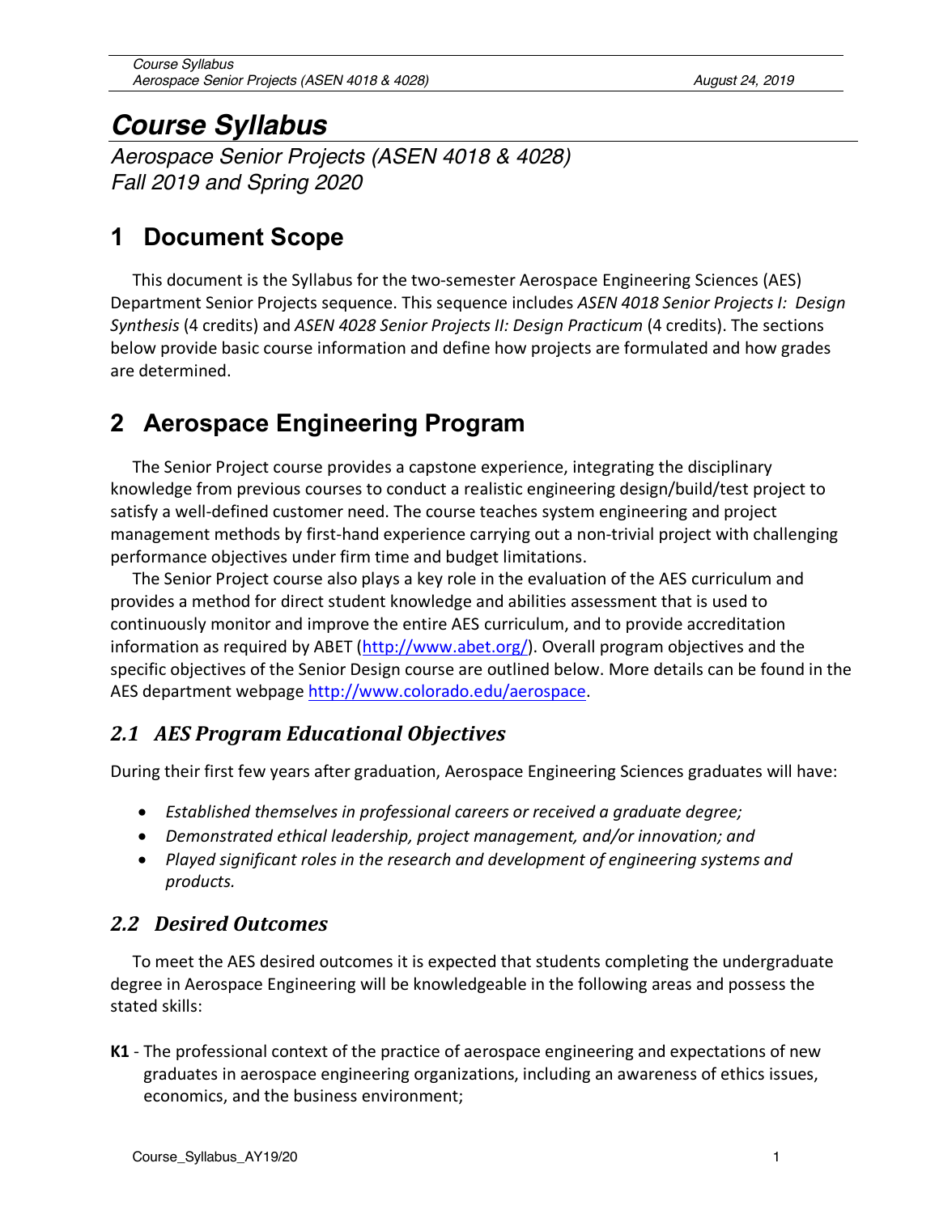# Course Syllabus

*Aerospace Senior Projects (ASEN 4018 & 4028)*
*Fall 2019 and Spring 2020*

## 1 Document Scope

This document is the Syllabus for the two-semester Aerospace Engineering Sciences (AES) Department Senior Projects sequence. This sequence includes *ASEN 4018 Senior Projects I: Design Synthesis* (4 credits) and *ASEN 4028 Senior Projects II: Design Practicum* (4 credits). The sections below provide basic course information and define how projects are formulated and how grades are determined.

## 2 Aerospace Engineering Program

The Senior Project course provides a capstone experience, integrating the disciplinary knowledge from previous courses to conduct a realistic engineering design/build/test project to satisfy a well-defined customer need. The course teaches system engineering and project management methods by first-hand experience carrying out a non-trivial project with challenging performance objectives under firm time and budget limitations.

The Senior Project course also plays a key role in the evaluation of the AES curriculum and provides a method for direct student knowledge and abilities assessment that is used to continuously monitor and improve the entire AES curriculum, and to provide accreditation information as required by ABET (http://www.abet.org/). Overall program objectives and the specific objectives of the Senior Design course are outlined below. More details can be found in the AES department webpage http://www.colorado.edu/aerospace.

### *2.1 AES Program Educational Objectives*

During their first few years after graduation, Aerospace Engineering Sciences graduates will have:

- *Established themselves in professional careers or received a graduate degree;*
- *Demonstrated ethical leadership, project management, and/or innovation; and*
- *Played significant roles in the research and development of engineering systems and products.*

### *2.2 Desired Outcomes*

To meet the AES desired outcomes it is expected that students completing the undergraduate degree in Aerospace Engineering will be knowledgeable in the following areas and possess the stated skills:

**K1** - The professional context of the practice of aerospace engineering and expectations of new graduates in aerospace engineering organizations, including an awareness of ethics issues, economics, and the business environment;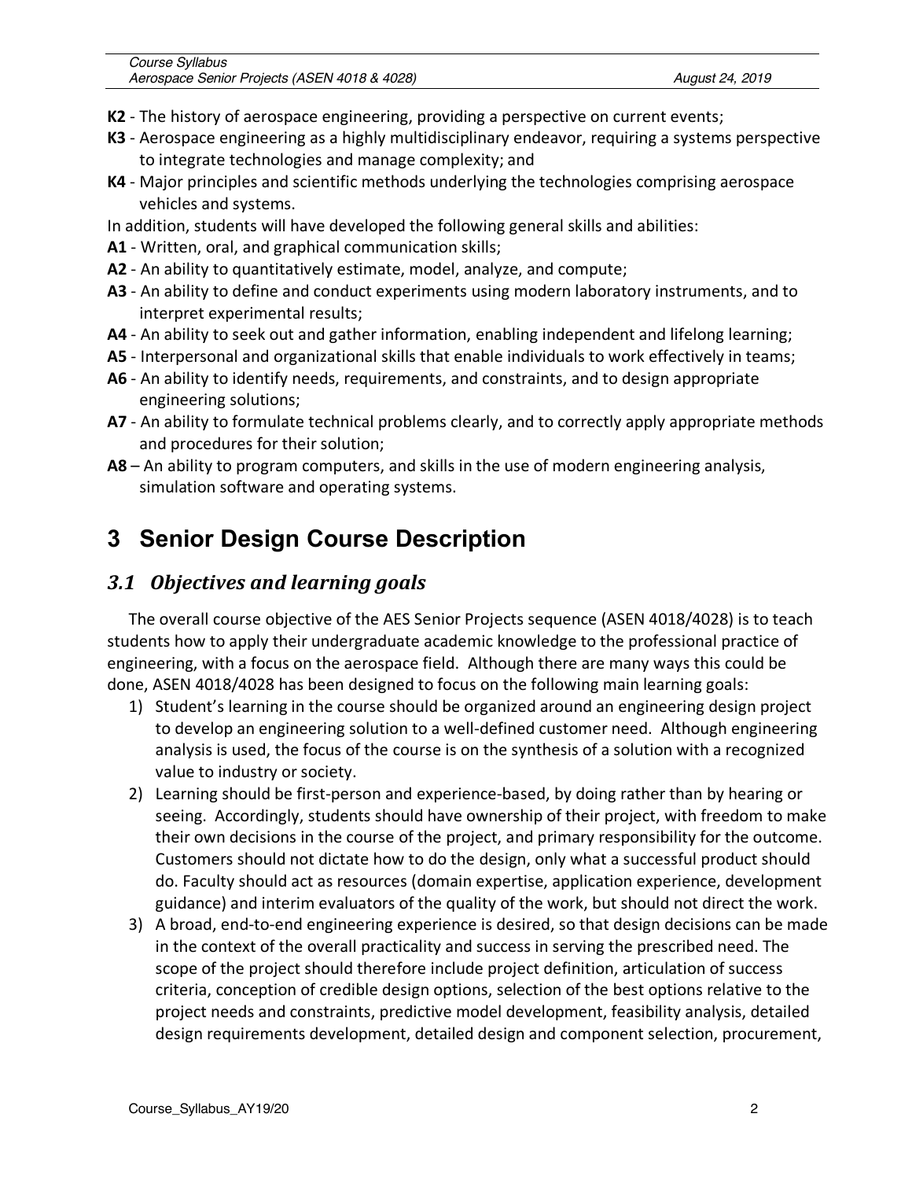**K2** - The history of aerospace engineering, providing a perspective on current events;

**K3** - Aerospace engineering as a highly multidisciplinary endeavor, requiring a systems perspective to integrate technologies and manage complexity; and

**K4** - Major principles and scientific methods underlying the technologies comprising aerospace vehicles and systems.

In addition, students will have developed the following general skills and abilities:

**A1** - Written, oral, and graphical communication skills;

**A2** - An ability to quantitatively estimate, model, analyze, and compute;

**A3** - An ability to define and conduct experiments using modern laboratory instruments, and to interpret experimental results;

**A4** - An ability to seek out and gather information, enabling independent and lifelong learning;

**A5** - Interpersonal and organizational skills that enable individuals to work effectively in teams;

**A6** - An ability to identify needs, requirements, and constraints, and to design appropriate engineering solutions;

**A7** - An ability to formulate technical problems clearly, and to correctly apply appropriate methods and procedures for their solution;

**A8** – An ability to program computers, and skills in the use of modern engineering analysis, simulation software and operating systems.

# 3 Senior Design Course Description

## *3.1 Objectives and learning goals*

The overall course objective of the AES Senior Projects sequence (ASEN 4018/4028) is to teach students how to apply their undergraduate academic knowledge to the professional practice of engineering, with a focus on the aerospace field. Although there are many ways this could be done, ASEN 4018/4028 has been designed to focus on the following main learning goals:

1) Student's learning in the course should be organized around an engineering design project to develop an engineering solution to a well-defined customer need. Although engineering analysis is used, the focus of the course is on the synthesis of a solution with a recognized value to industry or society.
2) Learning should be first-person and experience-based, by doing rather than by hearing or seeing. Accordingly, students should have ownership of their project, with freedom to make their own decisions in the course of the project, and primary responsibility for the outcome. Customers should not dictate how to do the design, only what a successful product should do. Faculty should act as resources (domain expertise, application experience, development guidance) and interim evaluators of the quality of the work, but should not direct the work.
3) A broad, end-to-end engineering experience is desired, so that design decisions can be made in the context of the overall practicality and success in serving the prescribed need. The scope of the project should therefore include project definition, articulation of success criteria, conception of credible design options, selection of the best options relative to the project needs and constraints, predictive model development, feasibility analysis, detailed design requirements development, detailed design and component selection, procurement,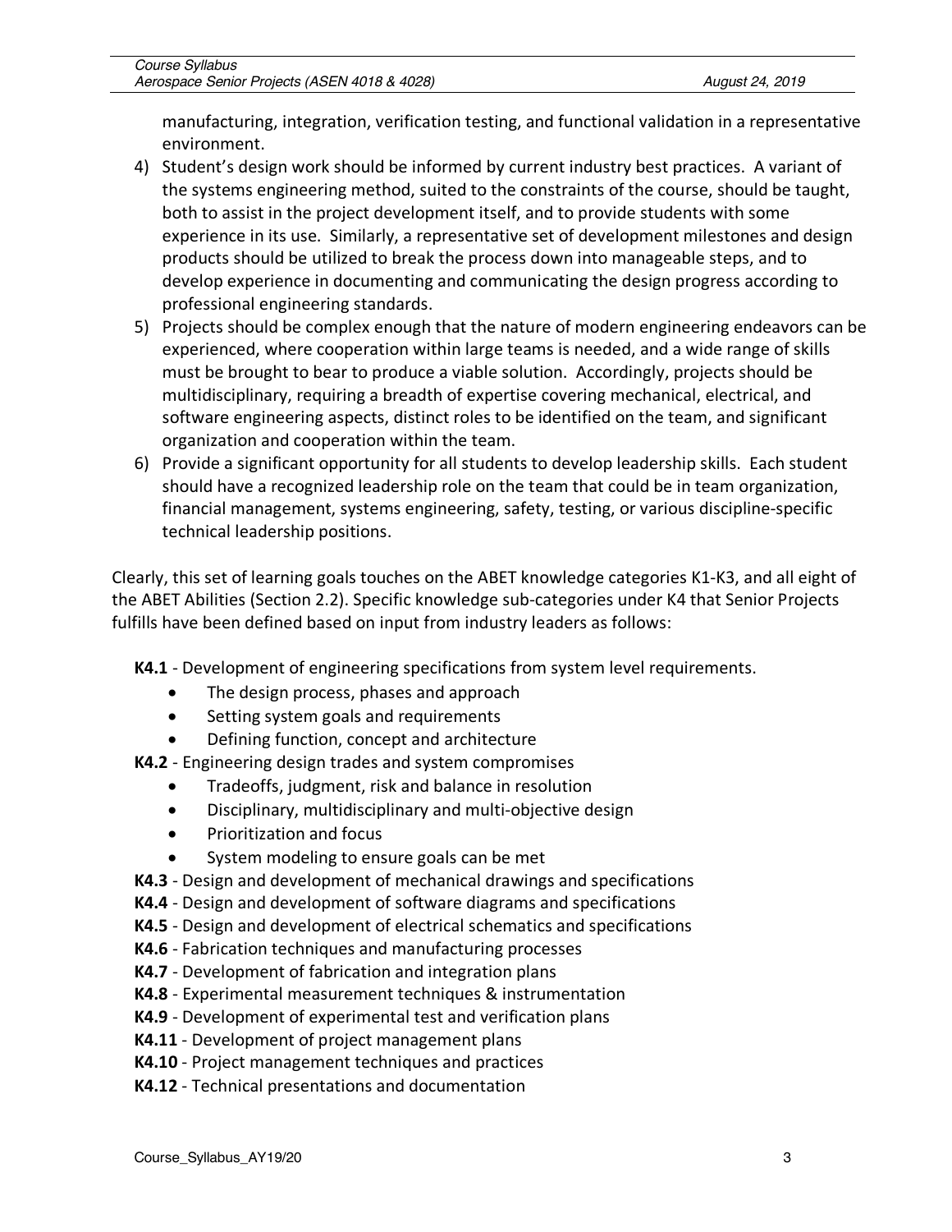manufacturing, integration, verification testing, and functional validation in a representative environment.

4) Student's design work should be informed by current industry best practices. A variant of the systems engineering method, suited to the constraints of the course, should be taught, both to assist in the project development itself, and to provide students with some experience in its use. Similarly, a representative set of development milestones and design products should be utilized to break the process down into manageable steps, and to develop experience in documenting and communicating the design progress according to professional engineering standards.
5) Projects should be complex enough that the nature of modern engineering endeavors can be experienced, where cooperation within large teams is needed, and a wide range of skills must be brought to bear to produce a viable solution. Accordingly, projects should be multidisciplinary, requiring a breadth of expertise covering mechanical, electrical, and software engineering aspects, distinct roles to be identified on the team, and significant organization and cooperation within the team.
6) Provide a significant opportunity for all students to develop leadership skills. Each student should have a recognized leadership role on the team that could be in team organization, financial management, systems engineering, safety, testing, or various discipline-specific technical leadership positions.

Clearly, this set of learning goals touches on the ABET knowledge categories K1-K3, and all eight of the ABET Abilities (Section 2.2). Specific knowledge sub-categories under K4 that Senior Projects fulfills have been defined based on input from industry leaders as follows:

**K4.1** - Development of engineering specifications from system level requirements.
- The design process, phases and approach
- Setting system goals and requirements
- Defining function, concept and architecture

**K4.2** - Engineering design trades and system compromises
- Tradeoffs, judgment, risk and balance in resolution
- Disciplinary, multidisciplinary and multi-objective design
- Prioritization and focus
- System modeling to ensure goals can be met

**K4.3** - Design and development of mechanical drawings and specifications

**K4.4** - Design and development of software diagrams and specifications

**K4.5** - Design and development of electrical schematics and specifications

**K4.6** - Fabrication techniques and manufacturing processes

**K4.7** - Development of fabrication and integration plans

**K4.8** - Experimental measurement techniques & instrumentation

**K4.9** - Development of experimental test and verification plans

**K4.11** - Development of project management plans

**K4.10** - Project management techniques and practices

**K4.12** - Technical presentations and documentation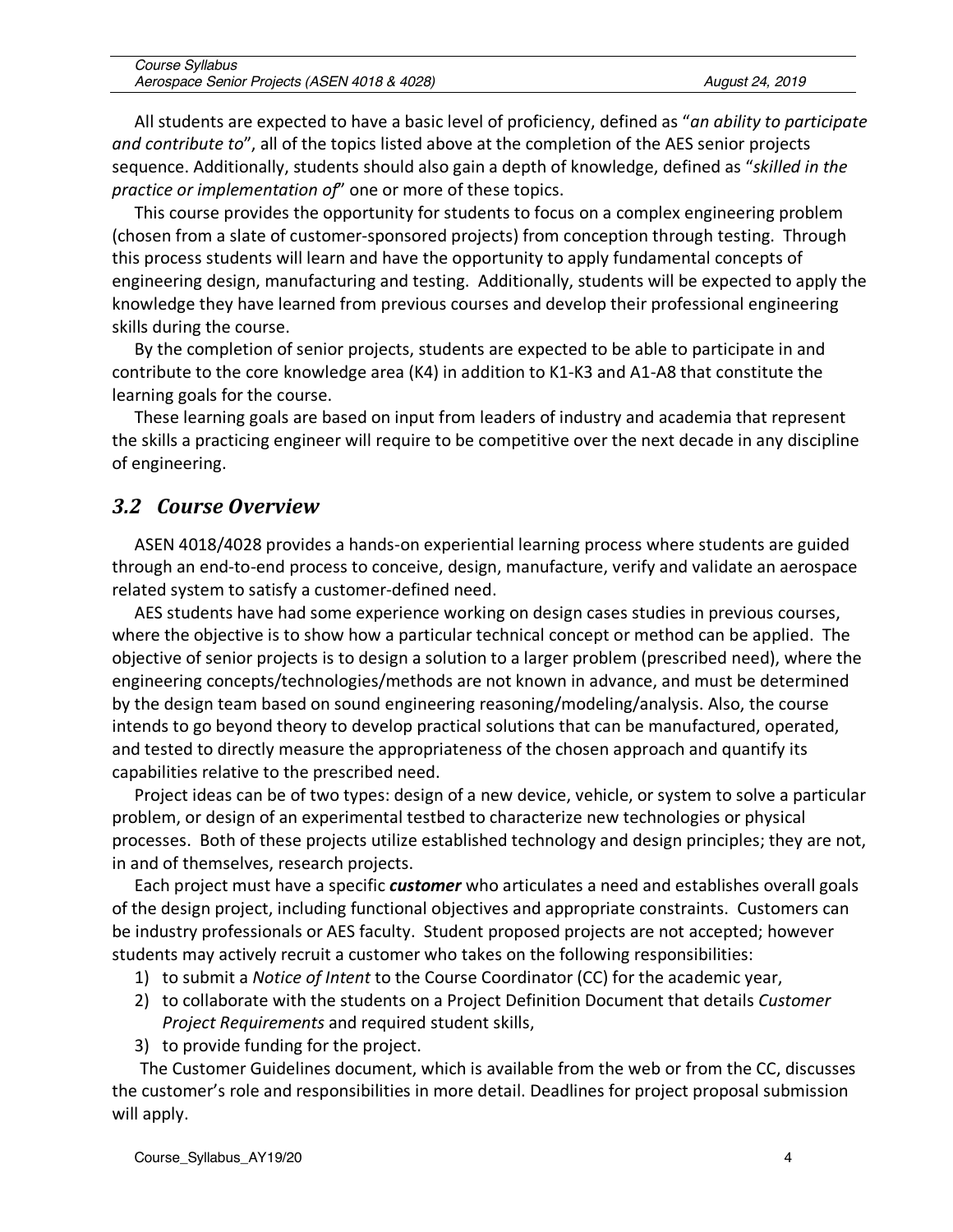All students are expected to have a basic level of proficiency, defined as "*an ability to participate and contribute to*", all of the topics listed above at the completion of the AES senior projects sequence. Additionally, students should also gain a depth of knowledge, defined as "*skilled in the practice or implementation of*" one or more of these topics.

This course provides the opportunity for students to focus on a complex engineering problem (chosen from a slate of customer-sponsored projects) from conception through testing. Through this process students will learn and have the opportunity to apply fundamental concepts of engineering design, manufacturing and testing. Additionally, students will be expected to apply the knowledge they have learned from previous courses and develop their professional engineering skills during the course.

By the completion of senior projects, students are expected to be able to participate in and contribute to the core knowledge area (K4) in addition to K1-K3 and A1-A8 that constitute the learning goals for the course.

These learning goals are based on input from leaders of industry and academia that represent the skills a practicing engineer will require to be competitive over the next decade in any discipline of engineering.

## *3.2 Course Overview*

ASEN 4018/4028 provides a hands-on experiential learning process where students are guided through an end-to-end process to conceive, design, manufacture, verify and validate an aerospace related system to satisfy a customer-defined need.

AES students have had some experience working on design cases studies in previous courses, where the objective is to show how a particular technical concept or method can be applied. The objective of senior projects is to design a solution to a larger problem (prescribed need), where the engineering concepts/technologies/methods are not known in advance, and must be determined by the design team based on sound engineering reasoning/modeling/analysis. Also, the course intends to go beyond theory to develop practical solutions that can be manufactured, operated, and tested to directly measure the appropriateness of the chosen approach and quantify its capabilities relative to the prescribed need.

Project ideas can be of two types: design of a new device, vehicle, or system to solve a particular problem, or design of an experimental testbed to characterize new technologies or physical processes. Both of these projects utilize established technology and design principles; they are not, in and of themselves, research projects.

Each project must have a specific ***customer*** who articulates a need and establishes overall goals of the design project, including functional objectives and appropriate constraints. Customers can be industry professionals or AES faculty. Student proposed projects are not accepted; however students may actively recruit a customer who takes on the following responsibilities:

1) to submit a *Notice of Intent* to the Course Coordinator (CC) for the academic year,
2) to collaborate with the students on a Project Definition Document that details *Customer Project Requirements* and required student skills,
3) to provide funding for the project.

The Customer Guidelines document, which is available from the web or from the CC, discusses the customer's role and responsibilities in more detail. Deadlines for project proposal submission will apply.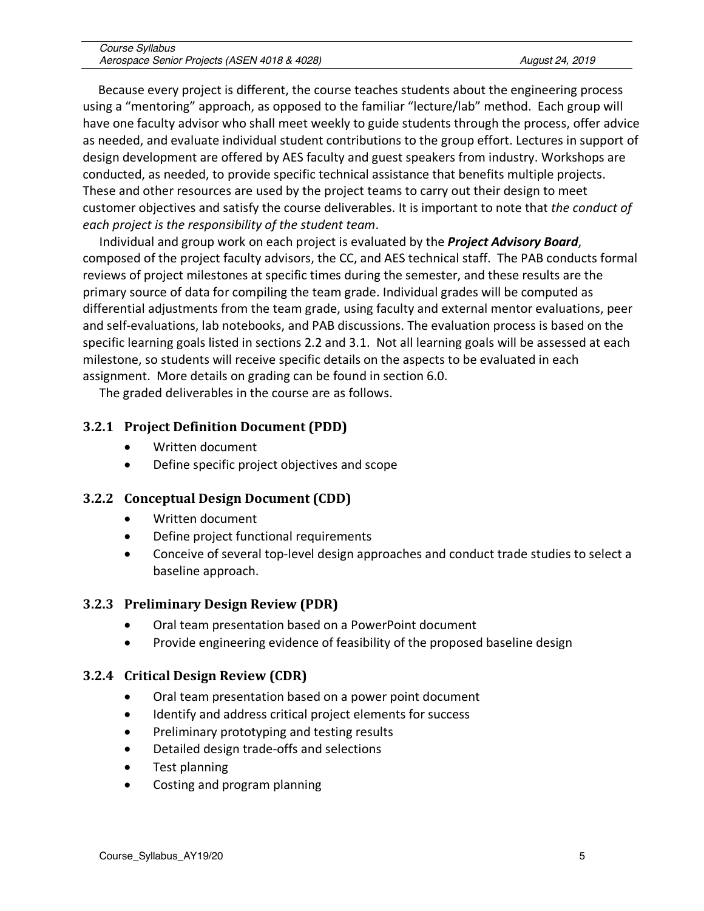Because every project is different, the course teaches students about the engineering process using a "mentoring" approach, as opposed to the familiar "lecture/lab" method. Each group will have one faculty advisor who shall meet weekly to guide students through the process, offer advice as needed, and evaluate individual student contributions to the group effort. Lectures in support of design development are offered by AES faculty and guest speakers from industry. Workshops are conducted, as needed, to provide specific technical assistance that benefits multiple projects. These and other resources are used by the project teams to carry out their design to meet customer objectives and satisfy the course deliverables. It is important to note that *the conduct of each project is the responsibility of the student team*.

Individual and group work on each project is evaluated by the ***Project Advisory Board***, composed of the project faculty advisors, the CC, and AES technical staff. The PAB conducts formal reviews of project milestones at specific times during the semester, and these results are the primary source of data for compiling the team grade. Individual grades will be computed as differential adjustments from the team grade, using faculty and external mentor evaluations, peer and self-evaluations, lab notebooks, and PAB discussions. The evaluation process is based on the specific learning goals listed in sections 2.2 and 3.1. Not all learning goals will be assessed at each milestone, so students will receive specific details on the aspects to be evaluated in each assignment. More details on grading can be found in section 6.0.

The graded deliverables in the course are as follows.

### 3.2.1 Project Definition Document (PDD)

- Written document
- Define specific project objectives and scope

### 3.2.2 Conceptual Design Document (CDD)

- Written document
- Define project functional requirements
- Conceive of several top-level design approaches and conduct trade studies to select a baseline approach.

### 3.2.3 Preliminary Design Review (PDR)

- Oral team presentation based on a PowerPoint document
- Provide engineering evidence of feasibility of the proposed baseline design

### 3.2.4 Critical Design Review (CDR)

- Oral team presentation based on a power point document
- Identify and address critical project elements for success
- Preliminary prototyping and testing results
- Detailed design trade-offs and selections
- Test planning
- Costing and program planning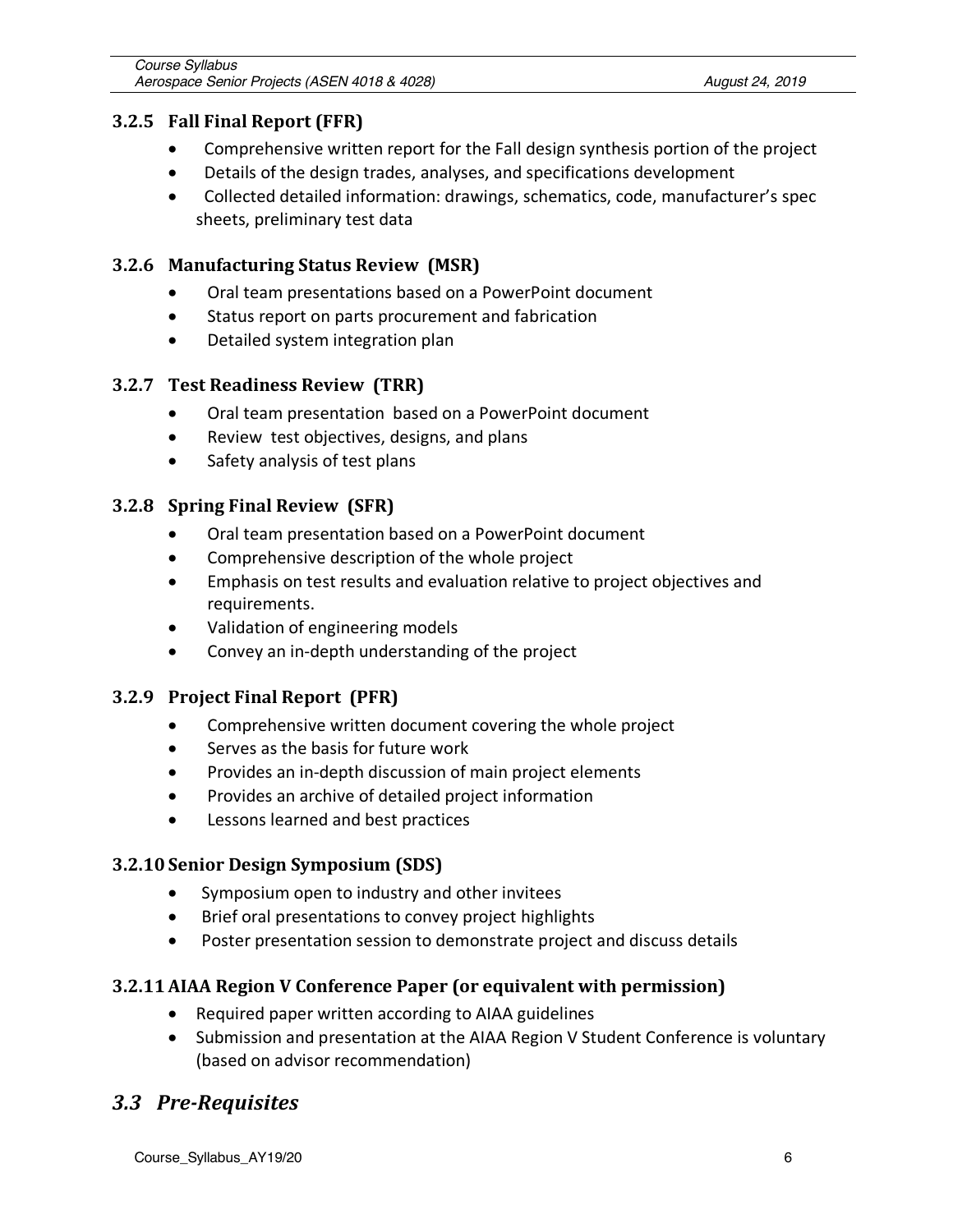### 3.2.5 Fall Final Report (FFR)

- Comprehensive written report for the Fall design synthesis portion of the project
- Details of the design trades, analyses, and specifications development
- Collected detailed information: drawings, schematics, code, manufacturer's spec sheets, preliminary test data

### 3.2.6 Manufacturing Status Review (MSR)

- Oral team presentations based on a PowerPoint document
- Status report on parts procurement and fabrication
- Detailed system integration plan

### 3.2.7 Test Readiness Review (TRR)

- Oral team presentation based on a PowerPoint document
- Review test objectives, designs, and plans
- Safety analysis of test plans

### 3.2.8 Spring Final Review (SFR)

- Oral team presentation based on a PowerPoint document
- Comprehensive description of the whole project
- Emphasis on test results and evaluation relative to project objectives and requirements.
- Validation of engineering models
- Convey an in-depth understanding of the project

### 3.2.9 Project Final Report (PFR)

- Comprehensive written document covering the whole project
- Serves as the basis for future work
- Provides an in-depth discussion of main project elements
- Provides an archive of detailed project information
- Lessons learned and best practices

### 3.2.10 Senior Design Symposium (SDS)

- Symposium open to industry and other invitees
- Brief oral presentations to convey project highlights
- Poster presentation session to demonstrate project and discuss details

### 3.2.11 AIAA Region V Conference Paper (or equivalent with permission)

- Required paper written according to AIAA guidelines
- Submission and presentation at the AIAA Region V Student Conference is voluntary (based on advisor recommendation)

## *3.3 Pre-Requisites*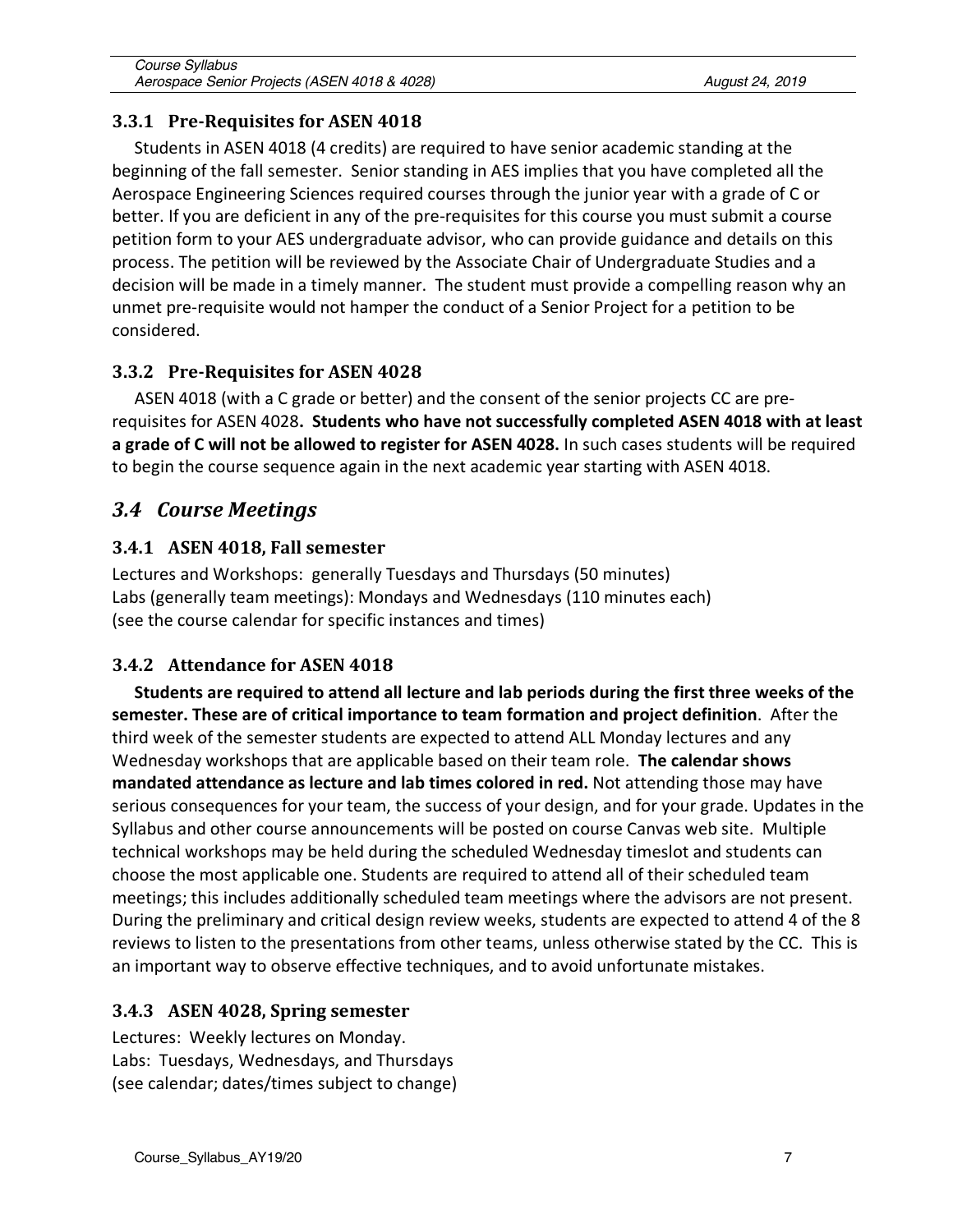### 3.3.1 Pre-Requisites for ASEN 4018

Students in ASEN 4018 (4 credits) are required to have senior academic standing at the beginning of the fall semester. Senior standing in AES implies that you have completed all the Aerospace Engineering Sciences required courses through the junior year with a grade of C or better. If you are deficient in any of the pre-requisites for this course you must submit a course petition form to your AES undergraduate advisor, who can provide guidance and details on this process. The petition will be reviewed by the Associate Chair of Undergraduate Studies and a decision will be made in a timely manner. The student must provide a compelling reason why an unmet pre-requisite would not hamper the conduct of a Senior Project for a petition to be considered.

### 3.3.2 Pre-Requisites for ASEN 4028

ASEN 4018 (with a C grade or better) and the consent of the senior projects CC are pre-requisites for ASEN 4028**. Students who have not successfully completed ASEN 4018 with at least a grade of C will not be allowed to register for ASEN 4028.** In such cases students will be required to begin the course sequence again in the next academic year starting with ASEN 4018.

## *3.4 Course Meetings*

### 3.4.1 ASEN 4018, Fall semester

Lectures and Workshops: generally Tuesdays and Thursdays (50 minutes)
Labs (generally team meetings): Mondays and Wednesdays (110 minutes each)
(see the course calendar for specific instances and times)

### 3.4.2 Attendance for ASEN 4018

**Students are required to attend all lecture and lab periods during the first three weeks of the semester. These are of critical importance to team formation and project definition**. After the third week of the semester students are expected to attend ALL Monday lectures and any Wednesday workshops that are applicable based on their team role. **The calendar shows mandated attendance as lecture and lab times colored in red.** Not attending those may have serious consequences for your team, the success of your design, and for your grade. Updates in the Syllabus and other course announcements will be posted on course Canvas web site. Multiple technical workshops may be held during the scheduled Wednesday timeslot and students can choose the most applicable one. Students are required to attend all of their scheduled team meetings; this includes additionally scheduled team meetings where the advisors are not present. During the preliminary and critical design review weeks, students are expected to attend 4 of the 8 reviews to listen to the presentations from other teams, unless otherwise stated by the CC. This is an important way to observe effective techniques, and to avoid unfortunate mistakes.

### 3.4.3 ASEN 4028, Spring semester

Lectures: Weekly lectures on Monday.
Labs: Tuesdays, Wednesdays, and Thursdays
(see calendar; dates/times subject to change)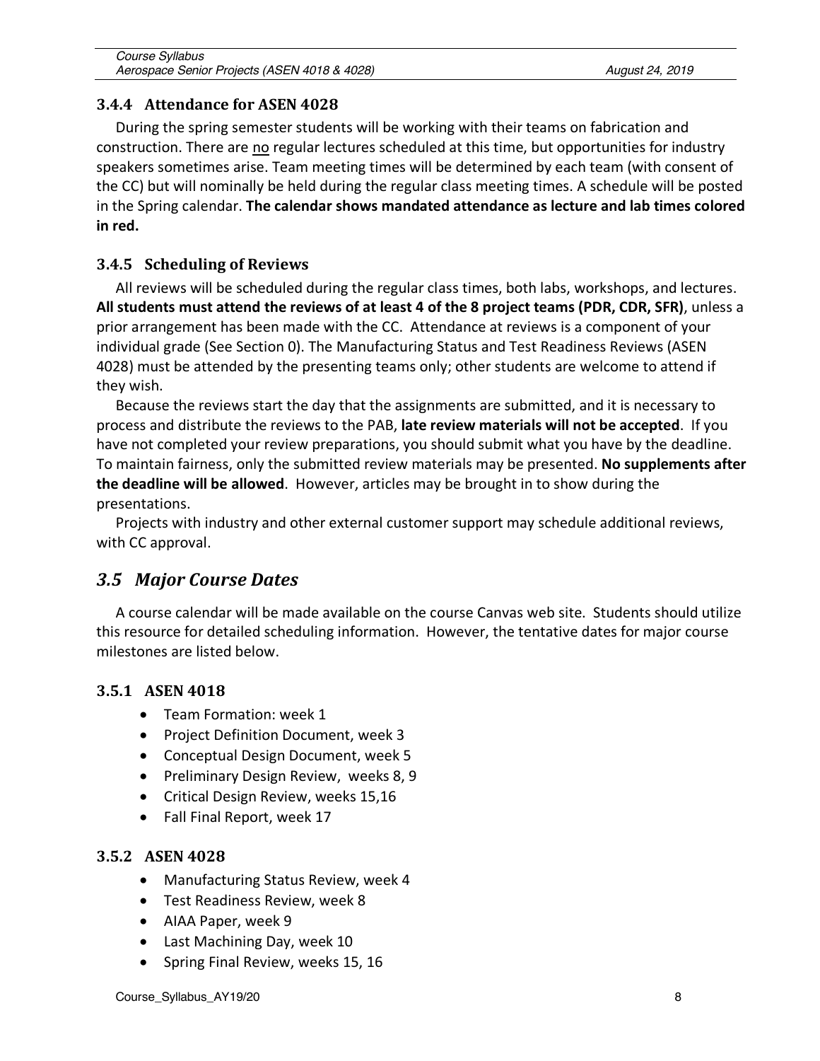### 3.4.4 Attendance for ASEN 4028

During the spring semester students will be working with their teams on fabrication and construction. There are no regular lectures scheduled at this time, but opportunities for industry speakers sometimes arise. Team meeting times will be determined by each team (with consent of the CC) but will nominally be held during the regular class meeting times. A schedule will be posted in the Spring calendar. **The calendar shows mandated attendance as lecture and lab times colored in red.**

### 3.4.5 Scheduling of Reviews

All reviews will be scheduled during the regular class times, both labs, workshops, and lectures. **All students must attend the reviews of at least 4 of the 8 project teams (PDR, CDR, SFR)**, unless a prior arrangement has been made with the CC. Attendance at reviews is a component of your individual grade (See Section 0). The Manufacturing Status and Test Readiness Reviews (ASEN 4028) must be attended by the presenting teams only; other students are welcome to attend if they wish.

Because the reviews start the day that the assignments are submitted, and it is necessary to process and distribute the reviews to the PAB, **late review materials will not be accepted**. If you have not completed your review preparations, you should submit what you have by the deadline. To maintain fairness, only the submitted review materials may be presented. **No supplements after the deadline will be allowed**. However, articles may be brought in to show during the presentations.

Projects with industry and other external customer support may schedule additional reviews, with CC approval.

## *3.5 Major Course Dates*

A course calendar will be made available on the course Canvas web site. Students should utilize this resource for detailed scheduling information. However, the tentative dates for major course milestones are listed below.

### 3.5.1 ASEN 4018

- Team Formation: week 1
- Project Definition Document, week 3
- Conceptual Design Document, week 5
- Preliminary Design Review, weeks 8, 9
- Critical Design Review, weeks 15,16
- Fall Final Report, week 17

### 3.5.2 ASEN 4028

- Manufacturing Status Review, week 4
- Test Readiness Review, week 8
- AIAA Paper, week 9
- Last Machining Day, week 10
- Spring Final Review, weeks 15, 16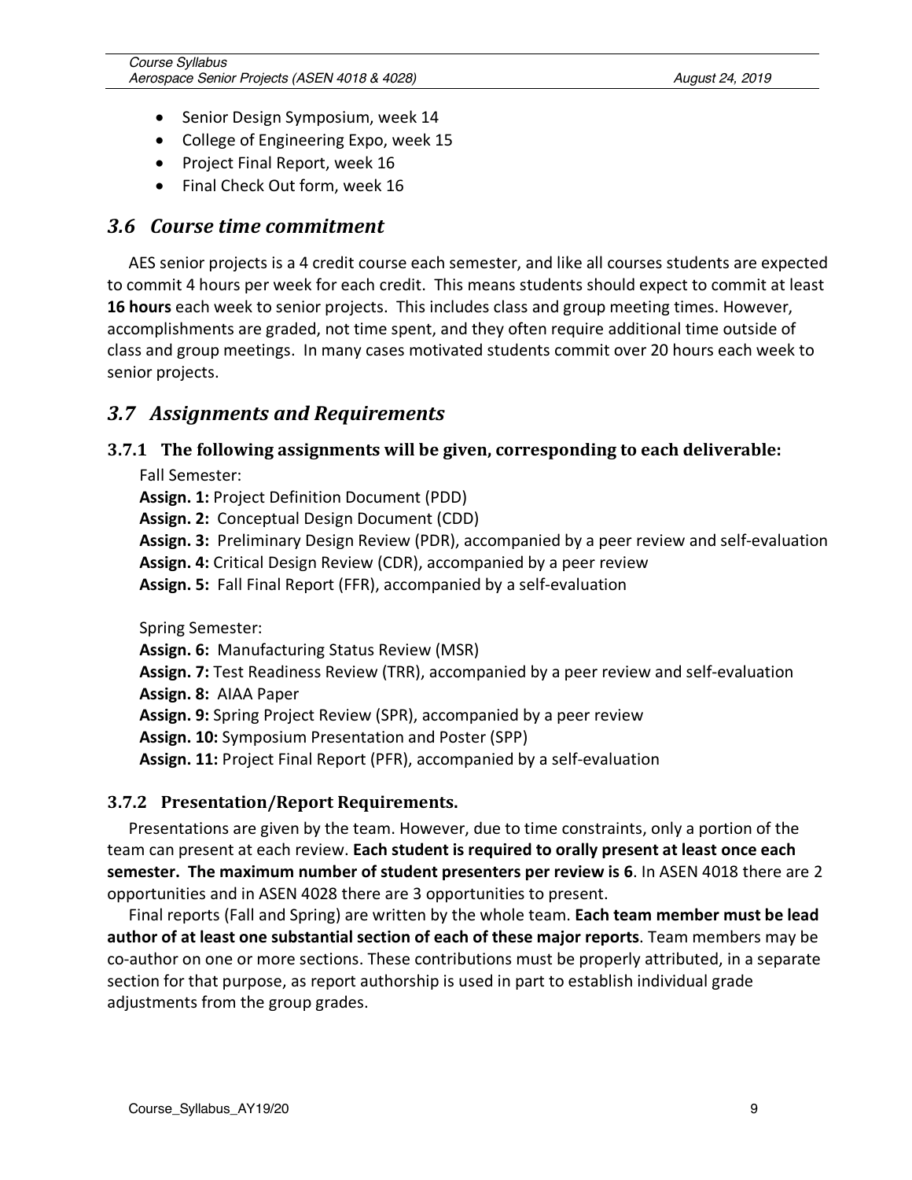- Senior Design Symposium, week 14
- College of Engineering Expo, week 15
- Project Final Report, week 16
- Final Check Out form, week 16

## *3.6 Course time commitment*

AES senior projects is a 4 credit course each semester, and like all courses students are expected to commit 4 hours per week for each credit. This means students should expect to commit at least **16 hours** each week to senior projects. This includes class and group meeting times. However, accomplishments are graded, not time spent, and they often require additional time outside of class and group meetings. In many cases motivated students commit over 20 hours each week to senior projects.

## *3.7 Assignments and Requirements*

### 3.7.1 The following assignments will be given, corresponding to each deliverable:

Fall Semester:

**Assign. 1:** Project Definition Document (PDD)
**Assign. 2:** Conceptual Design Document (CDD)
**Assign. 3:** Preliminary Design Review (PDR), accompanied by a peer review and self-evaluation
**Assign. 4:** Critical Design Review (CDR), accompanied by a peer review
**Assign. 5:** Fall Final Report (FFR), accompanied by a self-evaluation

Spring Semester:

**Assign. 6:** Manufacturing Status Review (MSR)
**Assign. 7:** Test Readiness Review (TRR), accompanied by a peer review and self-evaluation
**Assign. 8:** AIAA Paper
**Assign. 9:** Spring Project Review (SPR), accompanied by a peer review
**Assign. 10:** Symposium Presentation and Poster (SPP)
**Assign. 11:** Project Final Report (PFR), accompanied by a self-evaluation

### 3.7.2 Presentation/Report Requirements.

Presentations are given by the team. However, due to time constraints, only a portion of the team can present at each review. **Each student is required to orally present at least once each semester. The maximum number of student presenters per review is 6**. In ASEN 4018 there are 2 opportunities and in ASEN 4028 there are 3 opportunities to present.

Final reports (Fall and Spring) are written by the whole team. **Each team member must be lead author of at least one substantial section of each of these major reports**. Team members may be co-author on one or more sections. These contributions must be properly attributed, in a separate section for that purpose, as report authorship is used in part to establish individual grade adjustments from the group grades.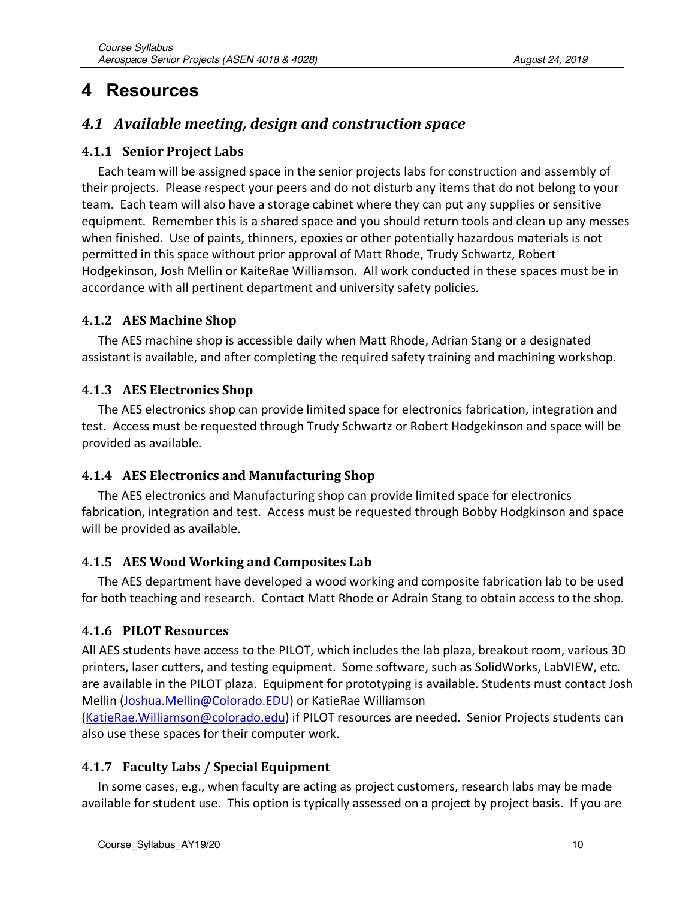# 4 Resources

## *4.1 Available meeting, design and construction space*

### 4.1.1 Senior Project Labs

Each team will be assigned space in the senior projects labs for construction and assembly of their projects. Please respect your peers and do not disturb any items that do not belong to your team. Each team will also have a storage cabinet where they can put any supplies or sensitive equipment. Remember this is a shared space and you should return tools and clean up any messes when finished. Use of paints, thinners, epoxies or other potentially hazardous materials is not permitted in this space without prior approval of Matt Rhode, Trudy Schwartz, Robert Hodgekinson, Josh Mellin or KaiteRae Williamson. All work conducted in these spaces must be in accordance with all pertinent department and university safety policies.

### 4.1.2 AES Machine Shop

The AES machine shop is accessible daily when Matt Rhode, Adrian Stang or a designated assistant is available, and after completing the required safety training and machining workshop.

### 4.1.3 AES Electronics Shop

The AES electronics shop can provide limited space for electronics fabrication, integration and test. Access must be requested through Trudy Schwartz or Robert Hodgekinson and space will be provided as available.

### 4.1.4 AES Electronics and Manufacturing Shop

The AES electronics and Manufacturing shop can provide limited space for electronics fabrication, integration and test. Access must be requested through Bobby Hodgkinson and space will be provided as available.

### 4.1.5 AES Wood Working and Composites Lab

The AES department have developed a wood working and composite fabrication lab to be used for both teaching and research. Contact Matt Rhode or Adrain Stang to obtain access to the shop.

### 4.1.6 PILOT Resources

All AES students have access to the PILOT, which includes the lab plaza, breakout room, various 3D printers, laser cutters, and testing equipment. Some software, such as SolidWorks, LabVIEW, etc. are available in the PILOT plaza. Equipment for prototyping is available. Students must contact Josh Mellin (Joshua.Mellin@Colorado.EDU) or KatieRae Williamson (KatieRae.Williamson@colorado.edu) if PILOT resources are needed. Senior Projects students can also use these spaces for their computer work.

### 4.1.7 Faculty Labs / Special Equipment

In some cases, e.g., when faculty are acting as project customers, research labs may be made available for student use. This option is typically assessed on a project by project basis. If you are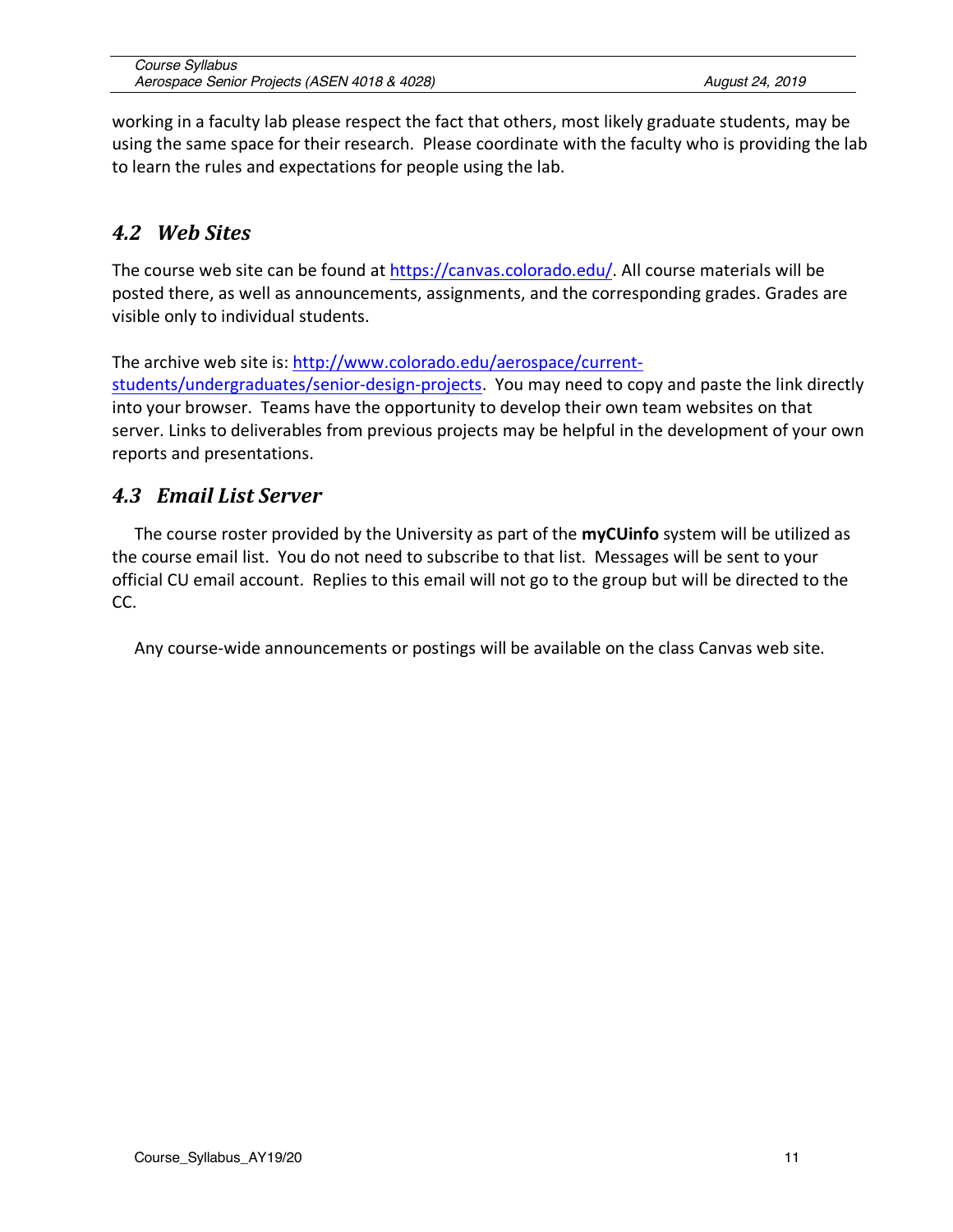working in a faculty lab please respect the fact that others, most likely graduate students, may be using the same space for their research. Please coordinate with the faculty who is providing the lab to learn the rules and expectations for people using the lab.

## *4.2 Web Sites*

The course web site can be found at [https://canvas.colorado.edu/](https://canvas.colorado.edu/). All course materials will be posted there, as well as announcements, assignments, and the corresponding grades. Grades are visible only to individual students.

The archive web site is: [http://www.colorado.edu/aerospace/current-students/undergraduates/senior-design-projects](http://www.colorado.edu/aerospace/current-students/undergraduates/senior-design-projects). You may need to copy and paste the link directly into your browser. Teams have the opportunity to develop their own team websites on that server. Links to deliverables from previous projects may be helpful in the development of your own reports and presentations.

## *4.3 Email List Server*

The course roster provided by the University as part of the **myCUinfo** system will be utilized as the course email list. You do not need to subscribe to that list. Messages will be sent to your official CU email account. Replies to this email will not go to the group but will be directed to the CC.

Any course-wide announcements or postings will be available on the class Canvas web site.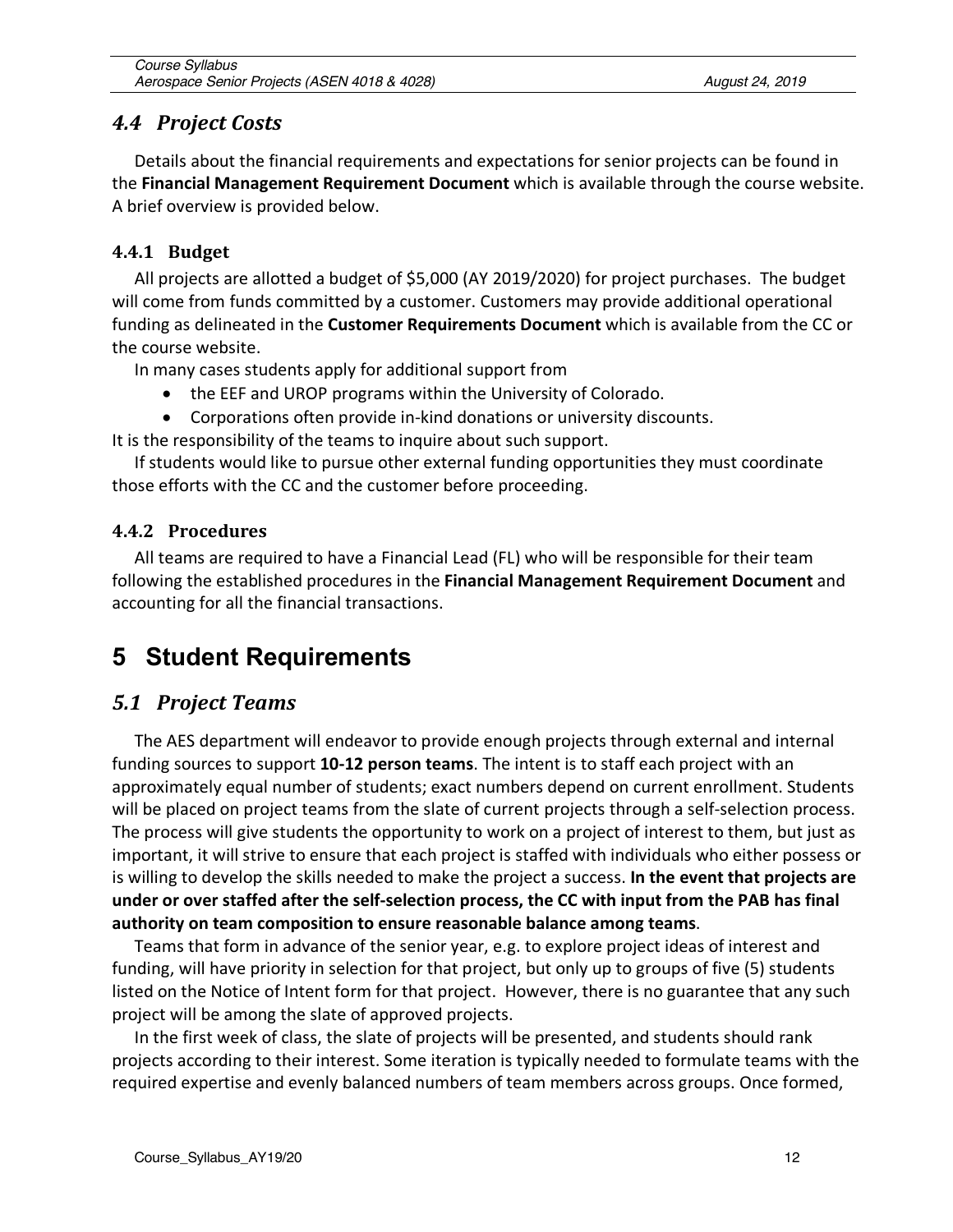## *4.4 Project Costs*

Details about the financial requirements and expectations for senior projects can be found in the **Financial Management Requirement Document** which is available through the course website. A brief overview is provided below.

### 4.4.1 Budget

All projects are allotted a budget of $5,000 (AY 2019/2020) for project purchases. The budget will come from funds committed by a customer. Customers may provide additional operational funding as delineated in the **Customer Requirements Document** which is available from the CC or the course website.

In many cases students apply for additional support from

- the EEF and UROP programs within the University of Colorado.
- Corporations often provide in-kind donations or university discounts.

It is the responsibility of the teams to inquire about such support.

If students would like to pursue other external funding opportunities they must coordinate those efforts with the CC and the customer before proceeding.

### 4.4.2 Procedures

All teams are required to have a Financial Lead (FL) who will be responsible for their team following the established procedures in the **Financial Management Requirement Document** and accounting for all the financial transactions.

# 5 Student Requirements

## *5.1 Project Teams*

The AES department will endeavor to provide enough projects through external and internal funding sources to support **10-12 person teams**. The intent is to staff each project with an approximately equal number of students; exact numbers depend on current enrollment. Students will be placed on project teams from the slate of current projects through a self-selection process. The process will give students the opportunity to work on a project of interest to them, but just as important, it will strive to ensure that each project is staffed with individuals who either possess or is willing to develop the skills needed to make the project a success. **In the event that projects are under or over staffed after the self-selection process, the CC with input from the PAB has final authority on team composition to ensure reasonable balance among teams**.

Teams that form in advance of the senior year, e.g. to explore project ideas of interest and funding, will have priority in selection for that project, but only up to groups of five (5) students listed on the Notice of Intent form for that project. However, there is no guarantee that any such project will be among the slate of approved projects.

In the first week of class, the slate of projects will be presented, and students should rank projects according to their interest. Some iteration is typically needed to formulate teams with the required expertise and evenly balanced numbers of team members across groups. Once formed,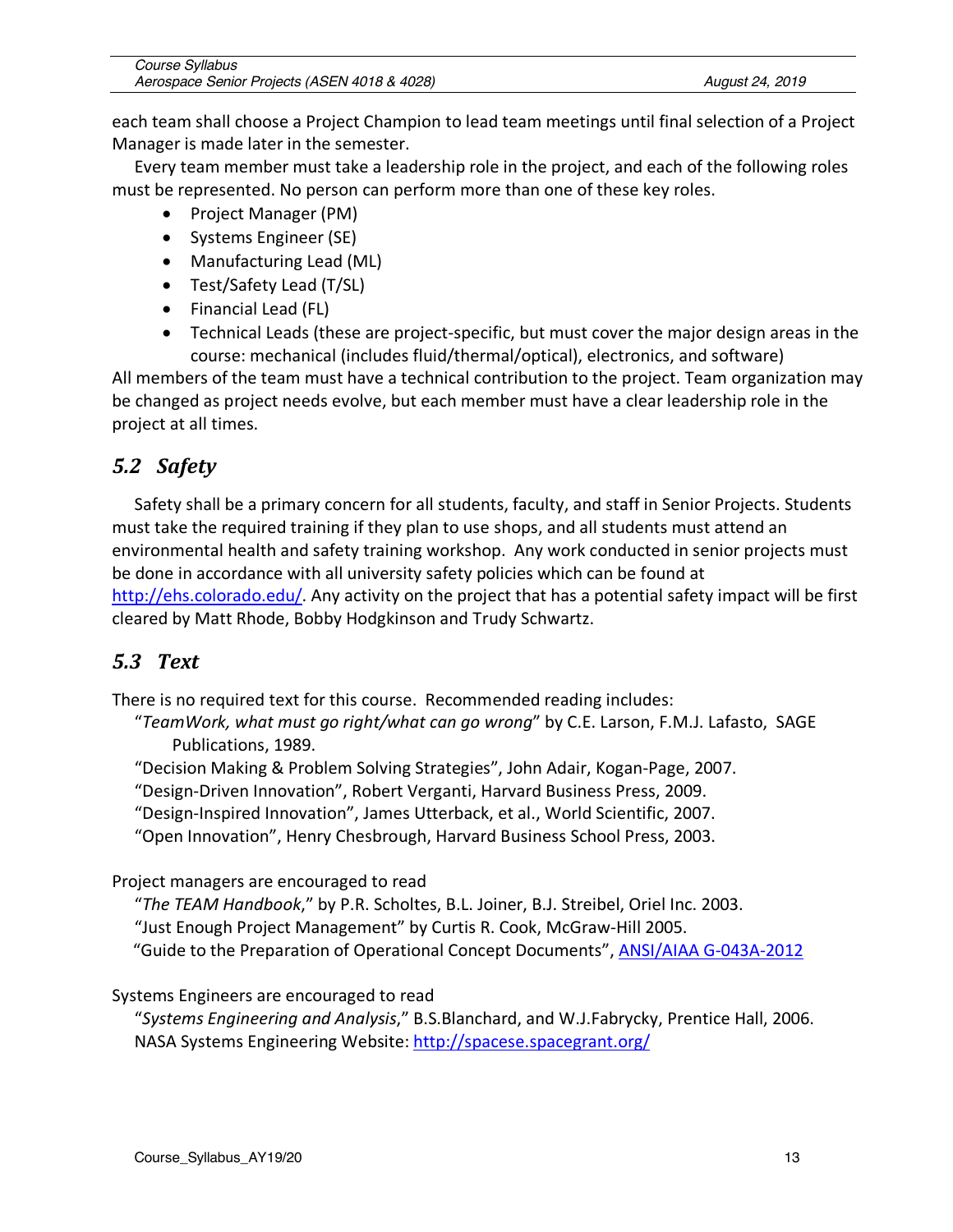each team shall choose a Project Champion to lead team meetings until final selection of a Project Manager is made later in the semester.

Every team member must take a leadership role in the project, and each of the following roles must be represented. No person can perform more than one of these key roles.

- Project Manager (PM)
- Systems Engineer (SE)
- Manufacturing Lead (ML)
- Test/Safety Lead (T/SL)
- Financial Lead (FL)
- Technical Leads (these are project-specific, but must cover the major design areas in the course: mechanical (includes fluid/thermal/optical), electronics, and software)

All members of the team must have a technical contribution to the project. Team organization may be changed as project needs evolve, but each member must have a clear leadership role in the project at all times.

## *5.2 Safety*

Safety shall be a primary concern for all students, faculty, and staff in Senior Projects. Students must take the required training if they plan to use shops, and all students must attend an environmental health and safety training workshop. Any work conducted in senior projects must be done in accordance with all university safety policies which can be found at [http://ehs.colorado.edu/](http://ehs.colorado.edu/). Any activity on the project that has a potential safety impact will be first cleared by Matt Rhode, Bobby Hodgkinson and Trudy Schwartz.

## *5.3 Text*

There is no required text for this course. Recommended reading includes:

"*TeamWork, what must go right/what can go wrong*" by C.E. Larson, F.M.J. Lafasto, SAGE Publications, 1989.
"Decision Making & Problem Solving Strategies", John Adair, Kogan-Page, 2007.
"Design-Driven Innovation", Robert Verganti, Harvard Business Press, 2009.
"Design-Inspired Innovation", James Utterback, et al., World Scientific, 2007.
"Open Innovation", Henry Chesbrough, Harvard Business School Press, 2003.

Project managers are encouraged to read

"*The TEAM Handbook*," by P.R. Scholtes, B.L. Joiner, B.J. Streibel, Oriel Inc. 2003.
"Just Enough Project Management" by Curtis R. Cook, McGraw-Hill 2005.
"Guide to the Preparation of Operational Concept Documents", ANSI/AIAA G-043A-2012

Systems Engineers are encouraged to read

"*Systems Engineering and Analysis*," B.S.Blanchard, and W.J.Fabrycky, Prentice Hall, 2006.
NASA Systems Engineering Website: [http://spacese.spacegrant.org/](http://spacese.spacegrant.org/)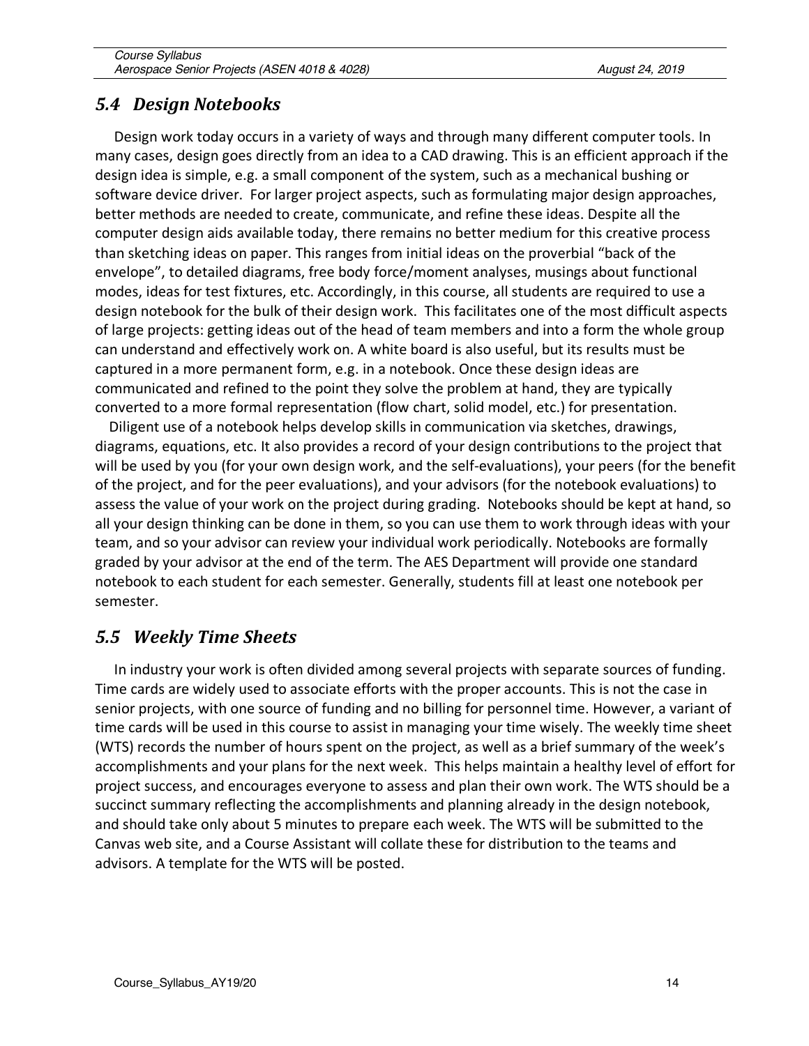## *5.4 Design Notebooks*

Design work today occurs in a variety of ways and through many different computer tools. In many cases, design goes directly from an idea to a CAD drawing. This is an efficient approach if the design idea is simple, e.g. a small component of the system, such as a mechanical bushing or software device driver. For larger project aspects, such as formulating major design approaches, better methods are needed to create, communicate, and refine these ideas. Despite all the computer design aids available today, there remains no better medium for this creative process than sketching ideas on paper. This ranges from initial ideas on the proverbial "back of the envelope", to detailed diagrams, free body force/moment analyses, musings about functional modes, ideas for test fixtures, etc. Accordingly, in this course, all students are required to use a design notebook for the bulk of their design work. This facilitates one of the most difficult aspects of large projects: getting ideas out of the head of team members and into a form the whole group can understand and effectively work on. A white board is also useful, but its results must be captured in a more permanent form, e.g. in a notebook. Once these design ideas are communicated and refined to the point they solve the problem at hand, they are typically converted to a more formal representation (flow chart, solid model, etc.) for presentation.

Diligent use of a notebook helps develop skills in communication via sketches, drawings, diagrams, equations, etc. It also provides a record of your design contributions to the project that will be used by you (for your own design work, and the self-evaluations), your peers (for the benefit of the project, and for the peer evaluations), and your advisors (for the notebook evaluations) to assess the value of your work on the project during grading. Notebooks should be kept at hand, so all your design thinking can be done in them, so you can use them to work through ideas with your team, and so your advisor can review your individual work periodically. Notebooks are formally graded by your advisor at the end of the term. The AES Department will provide one standard notebook to each student for each semester. Generally, students fill at least one notebook per semester.

## *5.5 Weekly Time Sheets*

In industry your work is often divided among several projects with separate sources of funding. Time cards are widely used to associate efforts with the proper accounts. This is not the case in senior projects, with one source of funding and no billing for personnel time. However, a variant of time cards will be used in this course to assist in managing your time wisely. The weekly time sheet (WTS) records the number of hours spent on the project, as well as a brief summary of the week's accomplishments and your plans for the next week. This helps maintain a healthy level of effort for project success, and encourages everyone to assess and plan their own work. The WTS should be a succinct summary reflecting the accomplishments and planning already in the design notebook, and should take only about 5 minutes to prepare each week. The WTS will be submitted to the Canvas web site, and a Course Assistant will collate these for distribution to the teams and advisors. A template for the WTS will be posted.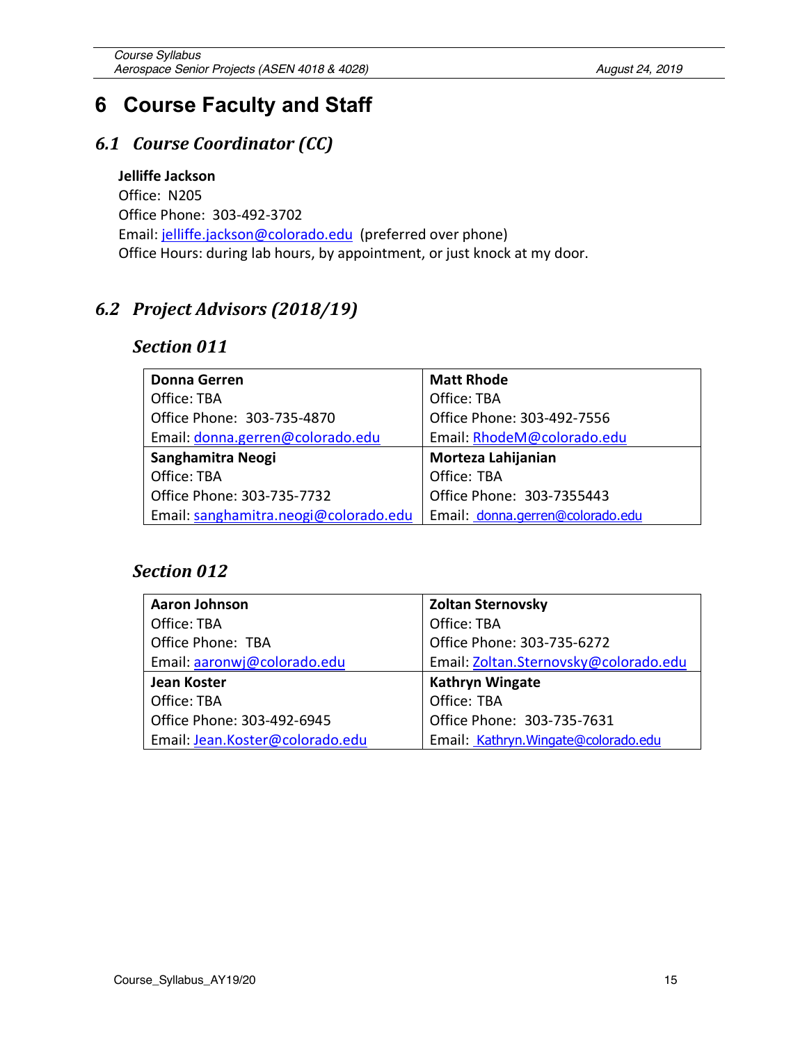# 6 Course Faculty and Staff

## 6.1 *Course Coordinator (CC)*

**Jelliffe Jackson**
Office: N205
Office Phone: 303-492-3702
Email: jelliffe.jackson@colorado.edu (preferred over phone)
Office Hours: during lab hours, by appointment, or just knock at my door.

## 6.2 *Project Advisors (2018/19)*

### *Section 011*

| **Donna Gerren**<br>Office: TBA<br>Office Phone: 303-735-4870<br>Email: donna.gerren@colorado.edu | **Matt Rhode**<br>Office: TBA<br>Office Phone: 303-492-7556<br>Email: RhodeM@colorado.edu |
|---|---|
| **Sanghamitra Neogi**<br>Office: TBA<br>Office Phone: 303-735-7732<br>Email: sanghamitra.neogi@colorado.edu | **Morteza Lahijanian**<br>Office: TBA<br>Office Phone: 303-7355443<br>Email: donna.gerren@colorado.edu |

### *Section 012*

| **Aaron Johnson**<br>Office: TBA<br>Office Phone: TBA<br>Email: aaronwj@colorado.edu | **Zoltan Sternovsky**<br>Office: TBA<br>Office Phone: 303-735-6272<br>Email: Zoltan.Sternovsky@colorado.edu |
|---|---|
| **Jean Koster**<br>Office: TBA<br>Office Phone: 303-492-6945<br>Email: Jean.Koster@colorado.edu | **Kathryn Wingate**<br>Office: TBA<br>Office Phone: 303-735-7631<br>Email: Kathryn.Wingate@colorado.edu |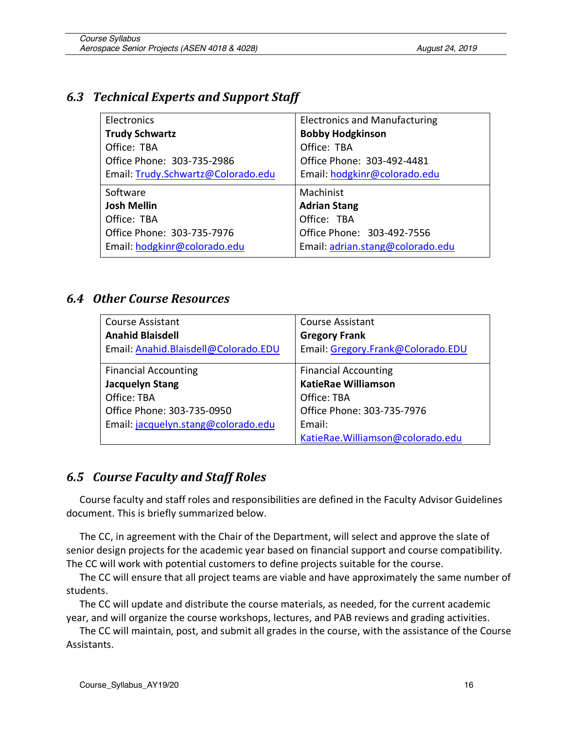### 6.3 Technical Experts and Support Staff

| Electronics<br>**Trudy Schwartz**<br>Office: TBA<br>Office Phone: 303-735-2986<br>Email: Trudy.Schwartz@Colorado.edu | Electronics and Manufacturing<br>**Bobby Hodgkinson**<br>Office: TBA<br>Office Phone: 303-492-4481<br>Email: hodgkinr@colorado.edu |
|---|---|
| Software<br>**Josh Mellin**<br>Office: TBA<br>Office Phone: 303-735-7976<br>Email: hodgkinr@colorado.edu | Machinist<br>**Adrian Stang**<br>Office: TBA<br>Office Phone: 303-492-7556<br>Email: adrian.stang@colorado.edu |

### 6.4 Other Course Resources

| Course Assistant<br>**Anahid Blaisdell**<br>Email: Anahid.Blaisdell@Colorado.EDU | Course Assistant<br>**Gregory Frank**<br>Email: Gregory.Frank@Colorado.EDU |
|---|---|
| Financial Accounting<br>**Jacquelyn Stang**<br>Office: TBA<br>Office Phone: 303-735-0950<br>Email: jacquelyn.stang@colorado.edu | Financial Accounting<br>**KatieRae Williamson**<br>Office: TBA<br>Office Phone: 303-735-7976<br>Email: KatieRae.Williamson@colorado.edu |

### 6.5 Course Faculty and Staff Roles

Course faculty and staff roles and responsibilities are defined in the Faculty Advisor Guidelines document. This is briefly summarized below.

The CC, in agreement with the Chair of the Department, will select and approve the slate of senior design projects for the academic year based on financial support and course compatibility. The CC will work with potential customers to define projects suitable for the course.

The CC will ensure that all project teams are viable and have approximately the same number of students.

The CC will update and distribute the course materials, as needed, for the current academic year, and will organize the course workshops, lectures, and PAB reviews and grading activities.

The CC will maintain, post, and submit all grades in the course, with the assistance of the Course Assistants.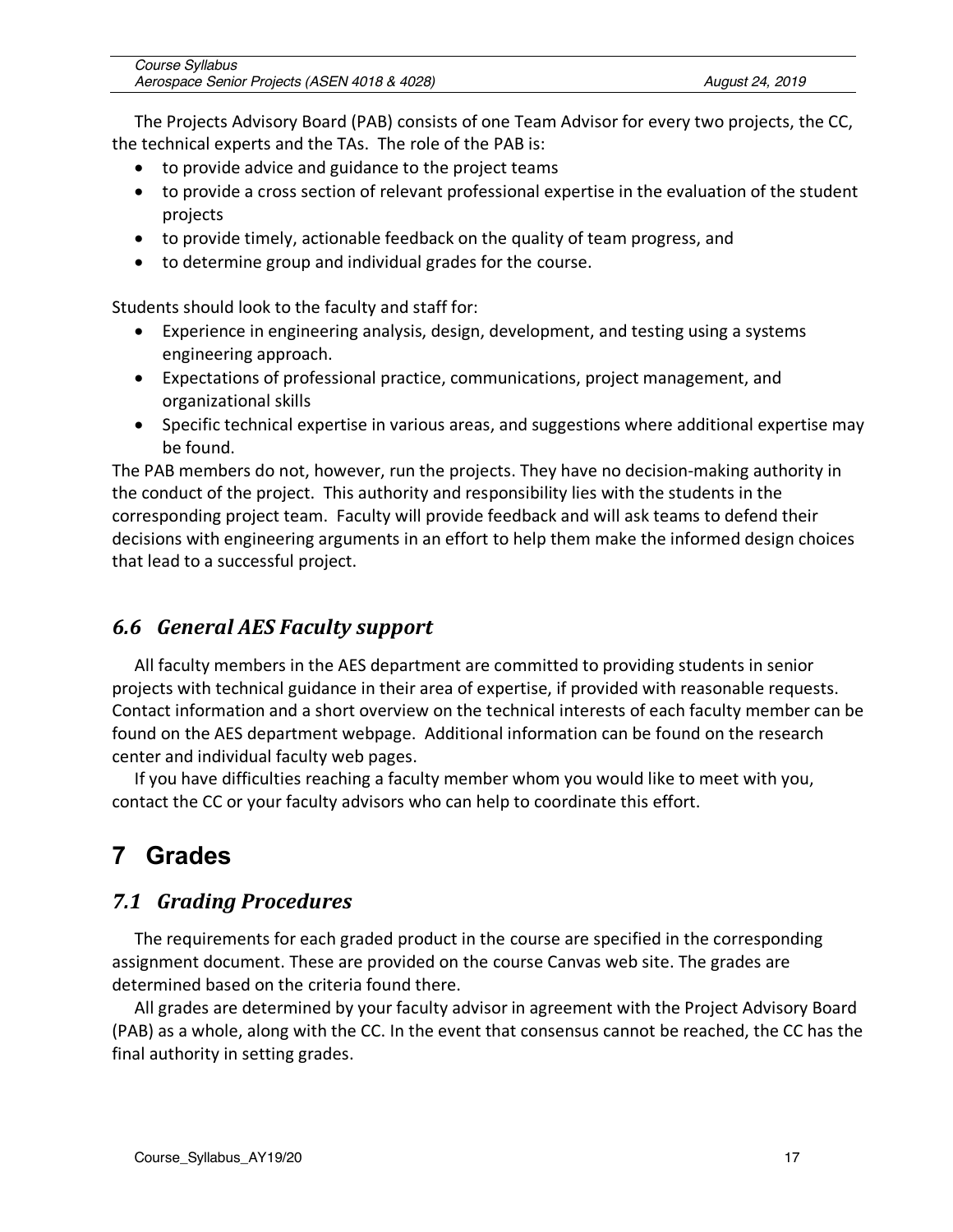The Projects Advisory Board (PAB) consists of one Team Advisor for every two projects, the CC, the technical experts and the TAs. The role of the PAB is:

- to provide advice and guidance to the project teams
- to provide a cross section of relevant professional expertise in the evaluation of the student projects
- to provide timely, actionable feedback on the quality of team progress, and
- to determine group and individual grades for the course.

Students should look to the faculty and staff for:

- Experience in engineering analysis, design, development, and testing using a systems engineering approach.
- Expectations of professional practice, communications, project management, and organizational skills
- Specific technical expertise in various areas, and suggestions where additional expertise may be found.

The PAB members do not, however, run the projects. They have no decision-making authority in the conduct of the project. This authority and responsibility lies with the students in the corresponding project team. Faculty will provide feedback and will ask teams to defend their decisions with engineering arguments in an effort to help them make the informed design choices that lead to a successful project.

## *6.6 General AES Faculty support*

All faculty members in the AES department are committed to providing students in senior projects with technical guidance in their area of expertise, if provided with reasonable requests. Contact information and a short overview on the technical interests of each faculty member can be found on the AES department webpage. Additional information can be found on the research center and individual faculty web pages.

If you have difficulties reaching a faculty member whom you would like to meet with you, contact the CC or your faculty advisors who can help to coordinate this effort.

# 7 Grades

## *7.1 Grading Procedures*

The requirements for each graded product in the course are specified in the corresponding assignment document. These are provided on the course Canvas web site. The grades are determined based on the criteria found there.

All grades are determined by your faculty advisor in agreement with the Project Advisory Board (PAB) as a whole, along with the CC. In the event that consensus cannot be reached, the CC has the final authority in setting grades.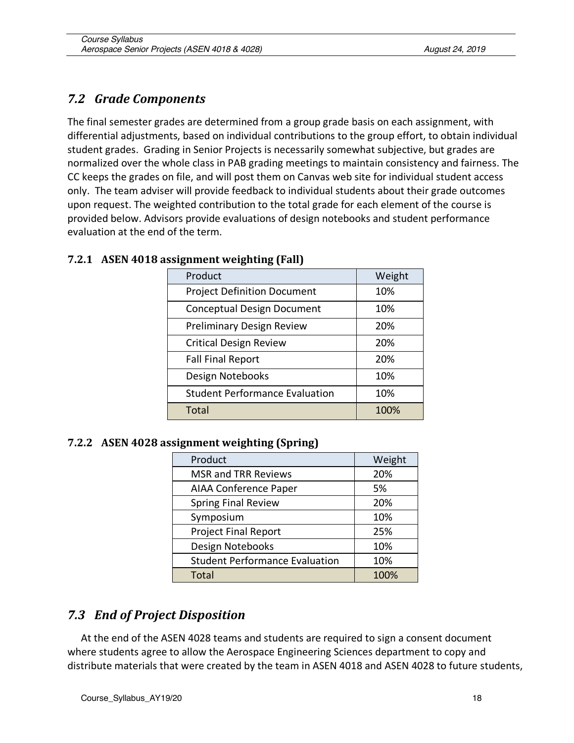## 7.2 Grade Components

The final semester grades are determined from a group grade basis on each assignment, with differential adjustments, based on individual contributions to the group effort, to obtain individual student grades. Grading in Senior Projects is necessarily somewhat subjective, but grades are normalized over the whole class in PAB grading meetings to maintain consistency and fairness. The CC keeps the grades on file, and will post them on Canvas web site for individual student access only. The team adviser will provide feedback to individual students about their grade outcomes upon request. The weighted contribution to the total grade for each element of the course is provided below. Advisors provide evaluations of design notebooks and student performance evaluation at the end of the term.

### 7.2.1 ASEN 4018 assignment weighting (Fall)

| Product | Weight |
|---|---|
| Project Definition Document | 10% |
| Conceptual Design Document | 10% |
| Preliminary Design Review | 20% |
| Critical Design Review | 20% |
| Fall Final Report | 20% |
| Design Notebooks | 10% |
| Student Performance Evaluation | 10% |
| Total | 100% |

### 7.2.2 ASEN 4028 assignment weighting (Spring)

| Product | Weight |
|---|---|
| MSR and TRR Reviews | 20% |
| AIAA Conference Paper | 5% |
| Spring Final Review | 20% |
| Symposium | 10% |
| Project Final Report | 25% |
| Design Notebooks | 10% |
| Student Performance Evaluation | 10% |
| Total | 100% |

## 7.3 End of Project Disposition

At the end of the ASEN 4028 teams and students are required to sign a consent document where students agree to allow the Aerospace Engineering Sciences department to copy and distribute materials that were created by the team in ASEN 4018 and ASEN 4028 to future students,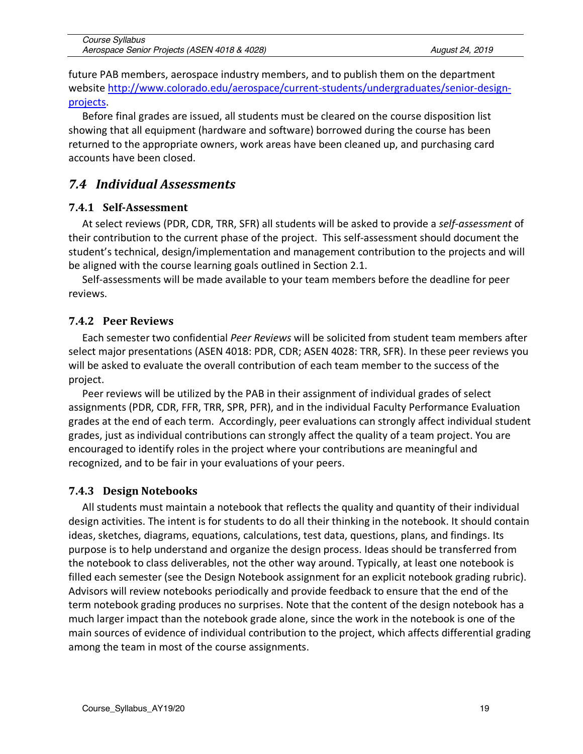future PAB members, aerospace industry members, and to publish them on the department website [http://www.colorado.edu/aerospace/current-students/undergraduates/senior-design-projects](http://www.colorado.edu/aerospace/current-students/undergraduates/senior-design-projects).

Before final grades are issued, all students must be cleared on the course disposition list showing that all equipment (hardware and software) borrowed during the course has been returned to the appropriate owners, work areas have been cleaned up, and purchasing card accounts have been closed.

## *7.4 Individual Assessments*

### 7.4.1 Self-Assessment

At select reviews (PDR, CDR, TRR, SFR) all students will be asked to provide a *self-assessment* of their contribution to the current phase of the project. This self-assessment should document the student's technical, design/implementation and management contribution to the projects and will be aligned with the course learning goals outlined in Section 2.1.

Self-assessments will be made available to your team members before the deadline for peer reviews.

### 7.4.2 Peer Reviews

Each semester two confidential *Peer Reviews* will be solicited from student team members after select major presentations (ASEN 4018: PDR, CDR; ASEN 4028: TRR, SFR). In these peer reviews you will be asked to evaluate the overall contribution of each team member to the success of the project.

Peer reviews will be utilized by the PAB in their assignment of individual grades of select assignments (PDR, CDR, FFR, TRR, SPR, PFR), and in the individual Faculty Performance Evaluation grades at the end of each term. Accordingly, peer evaluations can strongly affect individual student grades, just as individual contributions can strongly affect the quality of a team project. You are encouraged to identify roles in the project where your contributions are meaningful and recognized, and to be fair in your evaluations of your peers.

### 7.4.3 Design Notebooks

All students must maintain a notebook that reflects the quality and quantity of their individual design activities. The intent is for students to do all their thinking in the notebook. It should contain ideas, sketches, diagrams, equations, calculations, test data, questions, plans, and findings. Its purpose is to help understand and organize the design process. Ideas should be transferred from the notebook to class deliverables, not the other way around. Typically, at least one notebook is filled each semester (see the Design Notebook assignment for an explicit notebook grading rubric). Advisors will review notebooks periodically and provide feedback to ensure that the end of the term notebook grading produces no surprises. Note that the content of the design notebook has a much larger impact than the notebook grade alone, since the work in the notebook is one of the main sources of evidence of individual contribution to the project, which affects differential grading among the team in most of the course assignments.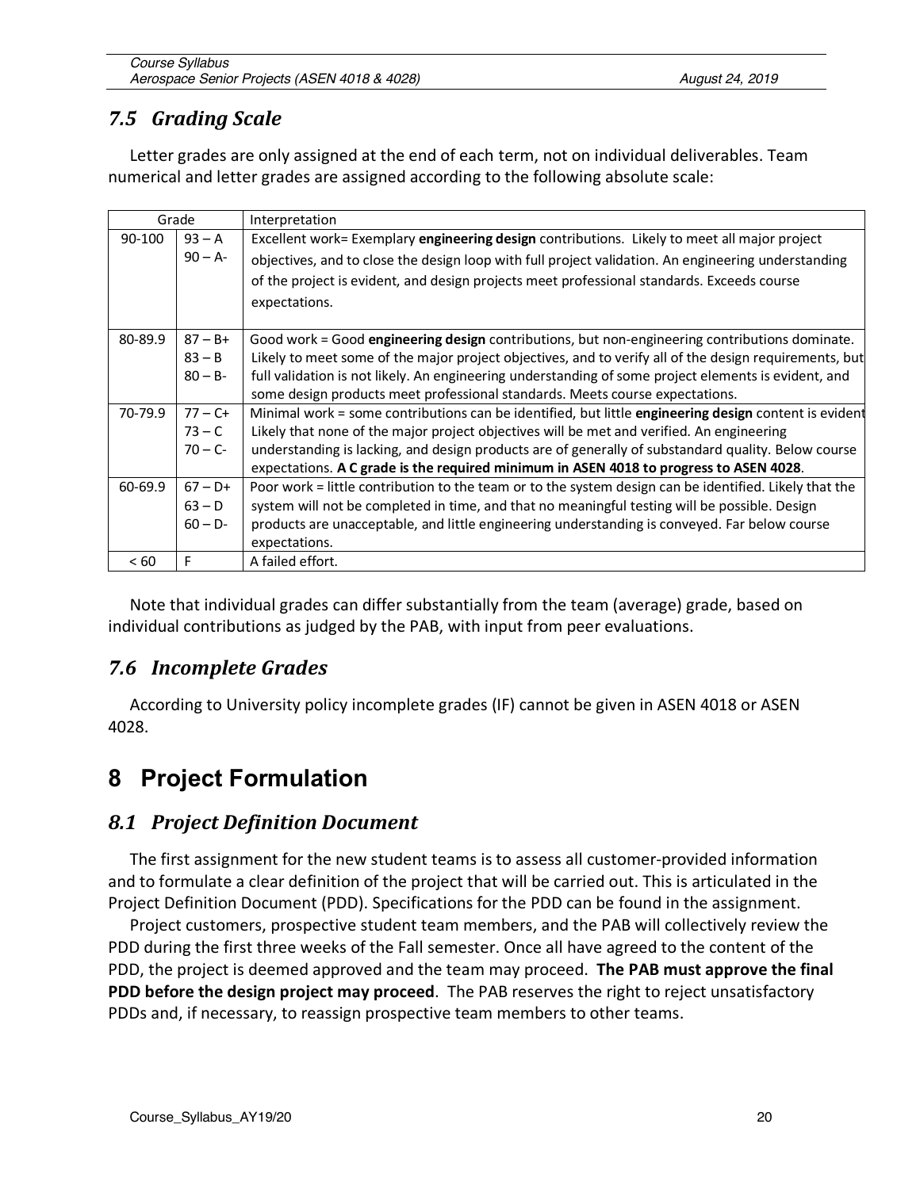### 7.5 *Grading Scale*

Letter grades are only assigned at the end of each term, not on individual deliverables. Team numerical and letter grades are assigned according to the following absolute scale:

| Grade | | Interpretation |
|---|---|---|
| 90-100 | 93 – A<br>90 – A- | Excellent work= Exemplary **engineering design** contributions. Likely to meet all major project objectives, and to close the design loop with full project validation. An engineering understanding of the project is evident, and design projects meet professional standards. Exceeds course expectations. |
| 80-89.9 | 87 – B+<br>83 – B<br>80 – B- | Good work = Good **engineering design** contributions, but non-engineering contributions dominate. Likely to meet some of the major project objectives, and to verify all of the design requirements, but full validation is not likely. An engineering understanding of some project elements is evident, and some design products meet professional standards. Meets course expectations. |
| 70-79.9 | 77 – C+<br>73 – C<br>70 – C- | Minimal work = some contributions can be identified, but little **engineering design** content is evident Likely that none of the major project objectives will be met and verified. An engineering understanding is lacking, and design products are of generally of substandard quality. Below course expectations. **A C grade is the required minimum in ASEN 4018 to progress to ASEN 4028**. |
| 60-69.9 | 67 – D+<br>63 – D<br>60 – D- | Poor work = little contribution to the team or to the system design can be identified. Likely that the system will not be completed in time, and that no meaningful testing will be possible. Design products are unacceptable, and little engineering understanding is conveyed. Far below course expectations. |
| < 60 | F | A failed effort. |

Note that individual grades can differ substantially from the team (average) grade, based on individual contributions as judged by the PAB, with input from peer evaluations.

### 7.6 *Incomplete Grades*

According to University policy incomplete grades (IF) cannot be given in ASEN 4018 or ASEN 4028.

# 8 Project Formulation

### 8.1 *Project Definition Document*

The first assignment for the new student teams is to assess all customer-provided information and to formulate a clear definition of the project that will be carried out. This is articulated in the Project Definition Document (PDD). Specifications for the PDD can be found in the assignment.

Project customers, prospective student team members, and the PAB will collectively review the PDD during the first three weeks of the Fall semester. Once all have agreed to the content of the PDD, the project is deemed approved and the team may proceed. **The PAB must approve the final PDD before the design project may proceed**. The PAB reserves the right to reject unsatisfactory PDDs and, if necessary, to reassign prospective team members to other teams.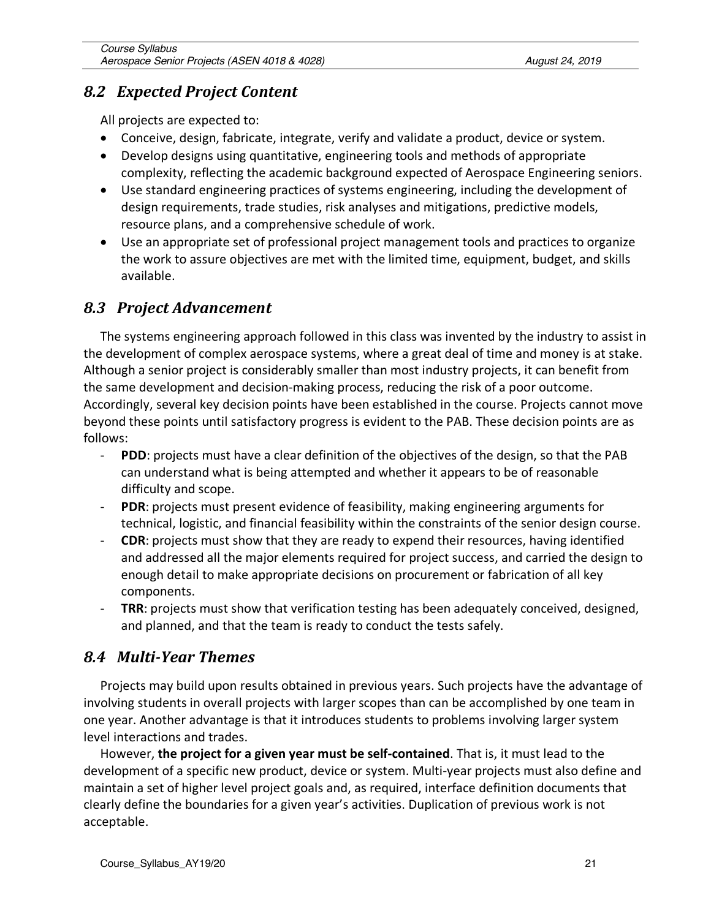## *8.2 Expected Project Content*

All projects are expected to:

- Conceive, design, fabricate, integrate, verify and validate a product, device or system.
- Develop designs using quantitative, engineering tools and methods of appropriate complexity, reflecting the academic background expected of Aerospace Engineering seniors.
- Use standard engineering practices of systems engineering, including the development of design requirements, trade studies, risk analyses and mitigations, predictive models, resource plans, and a comprehensive schedule of work.
- Use an appropriate set of professional project management tools and practices to organize the work to assure objectives are met with the limited time, equipment, budget, and skills available.

## *8.3 Project Advancement*

The systems engineering approach followed in this class was invented by the industry to assist in the development of complex aerospace systems, where a great deal of time and money is at stake. Although a senior project is considerably smaller than most industry projects, it can benefit from the same development and decision-making process, reducing the risk of a poor outcome. Accordingly, several key decision points have been established in the course. Projects cannot move beyond these points until satisfactory progress is evident to the PAB. These decision points are as follows:

- **PDD**: projects must have a clear definition of the objectives of the design, so that the PAB can understand what is being attempted and whether it appears to be of reasonable difficulty and scope.
- **PDR**: projects must present evidence of feasibility, making engineering arguments for technical, logistic, and financial feasibility within the constraints of the senior design course.
- **CDR**: projects must show that they are ready to expend their resources, having identified and addressed all the major elements required for project success, and carried the design to enough detail to make appropriate decisions on procurement or fabrication of all key components.
- **TRR**: projects must show that verification testing has been adequately conceived, designed, and planned, and that the team is ready to conduct the tests safely.

## *8.4 Multi-Year Themes*

Projects may build upon results obtained in previous years. Such projects have the advantage of involving students in overall projects with larger scopes than can be accomplished by one team in one year. Another advantage is that it introduces students to problems involving larger system level interactions and trades.

However, **the project for a given year must be self-contained**. That is, it must lead to the development of a specific new product, device or system. Multi-year projects must also define and maintain a set of higher level project goals and, as required, interface definition documents that clearly define the boundaries for a given year's activities. Duplication of previous work is not acceptable.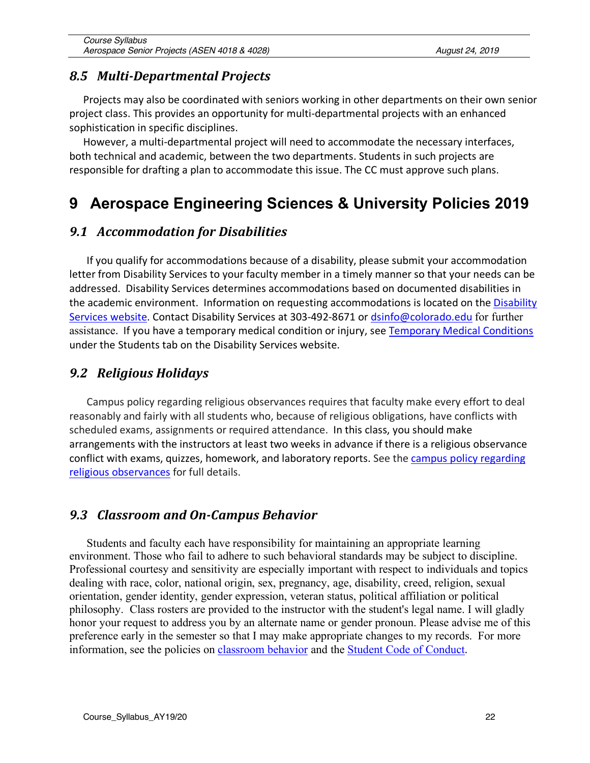### *8.5 Multi-Departmental Projects*

Projects may also be coordinated with seniors working in other departments on their own senior project class. This provides an opportunity for multi-departmental projects with an enhanced sophistication in specific disciplines.

However, a multi-departmental project will need to accommodate the necessary interfaces, both technical and academic, between the two departments. Students in such projects are responsible for drafting a plan to accommodate this issue. The CC must approve such plans.

# 9 Aerospace Engineering Sciences & University Policies 2019

### *9.1 Accommodation for Disabilities*

If you qualify for accommodations because of a disability, please submit your accommodation letter from Disability Services to your faculty member in a timely manner so that your needs can be addressed. Disability Services determines accommodations based on documented disabilities in the academic environment. Information on requesting accommodations is located on the Disability Services website. Contact Disability Services at 303-492-8671 or dsinfo@colorado.edu for further assistance. If you have a temporary medical condition or injury, see Temporary Medical Conditions under the Students tab on the Disability Services website.

### *9.2 Religious Holidays*

Campus policy regarding religious observances requires that faculty make every effort to deal reasonably and fairly with all students who, because of religious obligations, have conflicts with scheduled exams, assignments or required attendance. In this class, you should make arrangements with the instructors at least two weeks in advance if there is a religious observance conflict with exams, quizzes, homework, and laboratory reports. See the campus policy regarding religious observances for full details.

### *9.3 Classroom and On-Campus Behavior*

Students and faculty each have responsibility for maintaining an appropriate learning environment. Those who fail to adhere to such behavioral standards may be subject to discipline. Professional courtesy and sensitivity are especially important with respect to individuals and topics dealing with race, color, national origin, sex, pregnancy, age, disability, creed, religion, sexual orientation, gender identity, gender expression, veteran status, political affiliation or political philosophy. Class rosters are provided to the instructor with the student's legal name. I will gladly honor your request to address you by an alternate name or gender pronoun. Please advise me of this preference early in the semester so that I may make appropriate changes to my records. For more information, see the policies on classroom behavior and the Student Code of Conduct.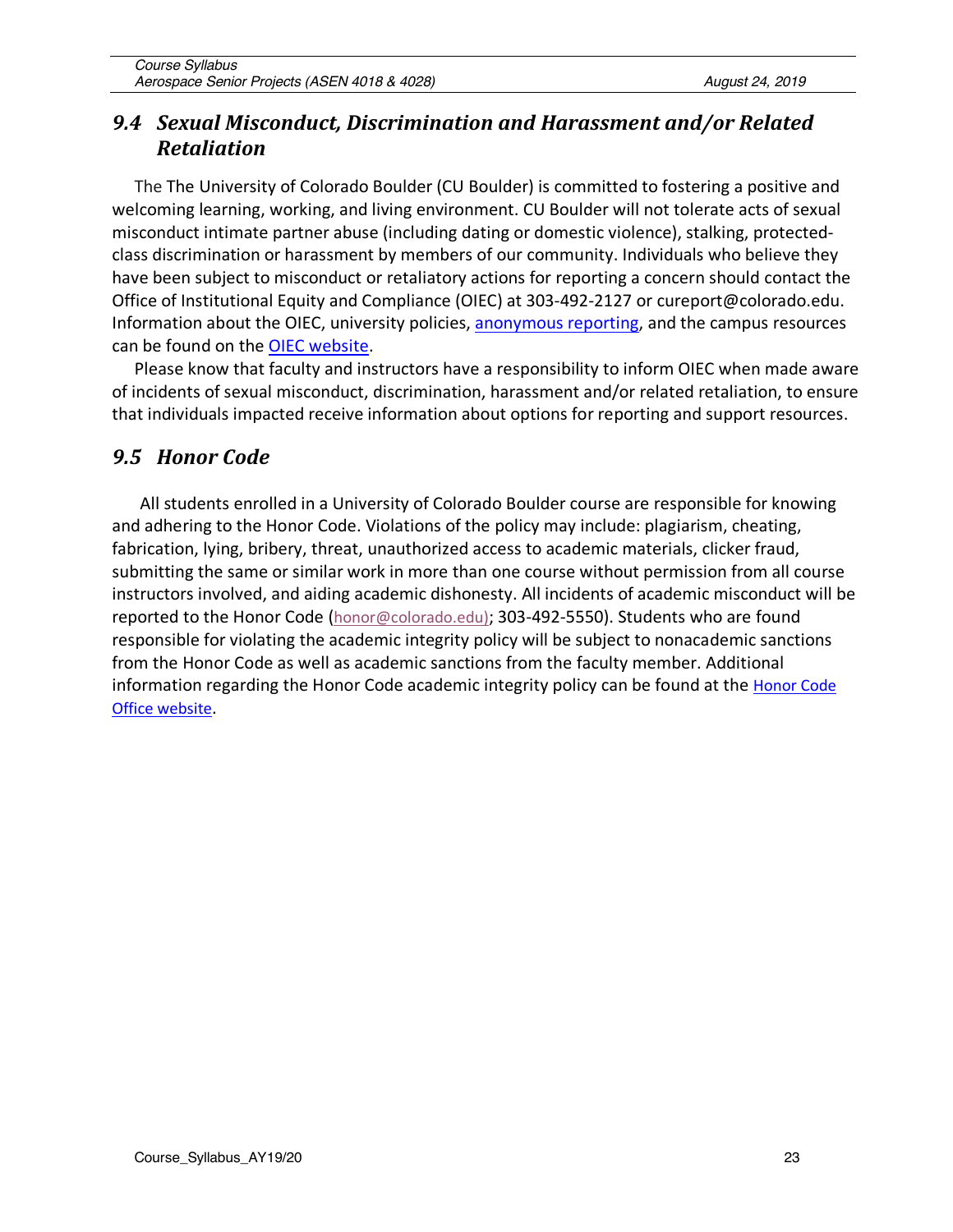## 9.4 Sexual Misconduct, Discrimination and Harassment and/or Related Retaliation

The The University of Colorado Boulder (CU Boulder) is committed to fostering a positive and welcoming learning, working, and living environment. CU Boulder will not tolerate acts of sexual misconduct intimate partner abuse (including dating or domestic violence), stalking, protected-class discrimination or harassment by members of our community. Individuals who believe they have been subject to misconduct or retaliatory actions for reporting a concern should contact the Office of Institutional Equity and Compliance (OIEC) at 303-492-2127 or cureport@colorado.edu. Information about the OIEC, university policies, anonymous reporting, and the campus resources can be found on the OIEC website.

Please know that faculty and instructors have a responsibility to inform OIEC when made aware of incidents of sexual misconduct, discrimination, harassment and/or related retaliation, to ensure that individuals impacted receive information about options for reporting and support resources.

## 9.5 Honor Code

All students enrolled in a University of Colorado Boulder course are responsible for knowing and adhering to the Honor Code. Violations of the policy may include: plagiarism, cheating, fabrication, lying, bribery, threat, unauthorized access to academic materials, clicker fraud, submitting the same or similar work in more than one course without permission from all course instructors involved, and aiding academic dishonesty. All incidents of academic misconduct will be reported to the Honor Code (honor@colorado.edu); 303-492-5550). Students who are found responsible for violating the academic integrity policy will be subject to nonacademic sanctions from the Honor Code as well as academic sanctions from the faculty member. Additional information regarding the Honor Code academic integrity policy can be found at the Honor Code Office website.